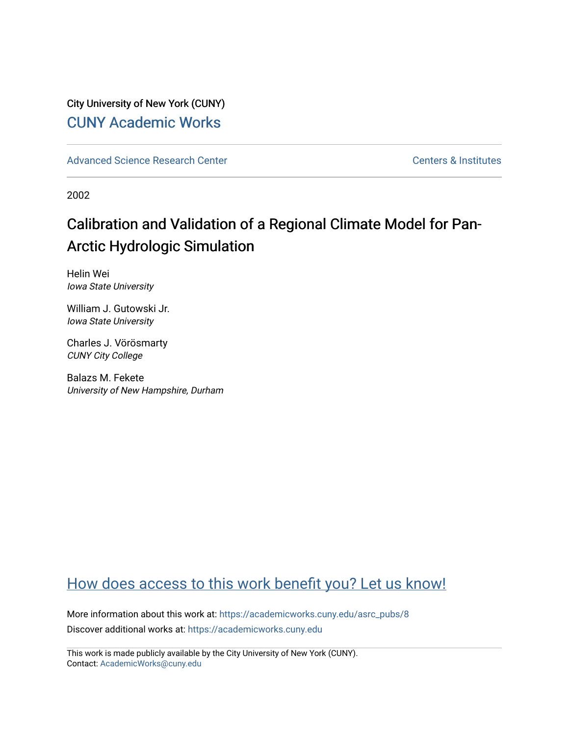City University of New York (CUNY)

CUNY Academic Works

Advanced Science Research Center

Centers & Institutes

2002

# Calibration and Validation of a Regional Climate Model for Pan-Arctic Hydrologic Simulation

Helin Wei
*Iowa State University*

William J. Gutowski Jr.
*Iowa State University*

Charles J. Vörösmarty
*CUNY City College*

Balazs M. Fekete
*University of New Hampshire, Durham*

How does access to this work benefit you? Let us know!

More information about this work at: https://academicworks.cuny.edu/asrc_pubs/8

Discover additional works at: https://academicworks.cuny.edu

This work is made publicly available by the City University of New York (CUNY).
Contact: AcademicWorks@cuny.edu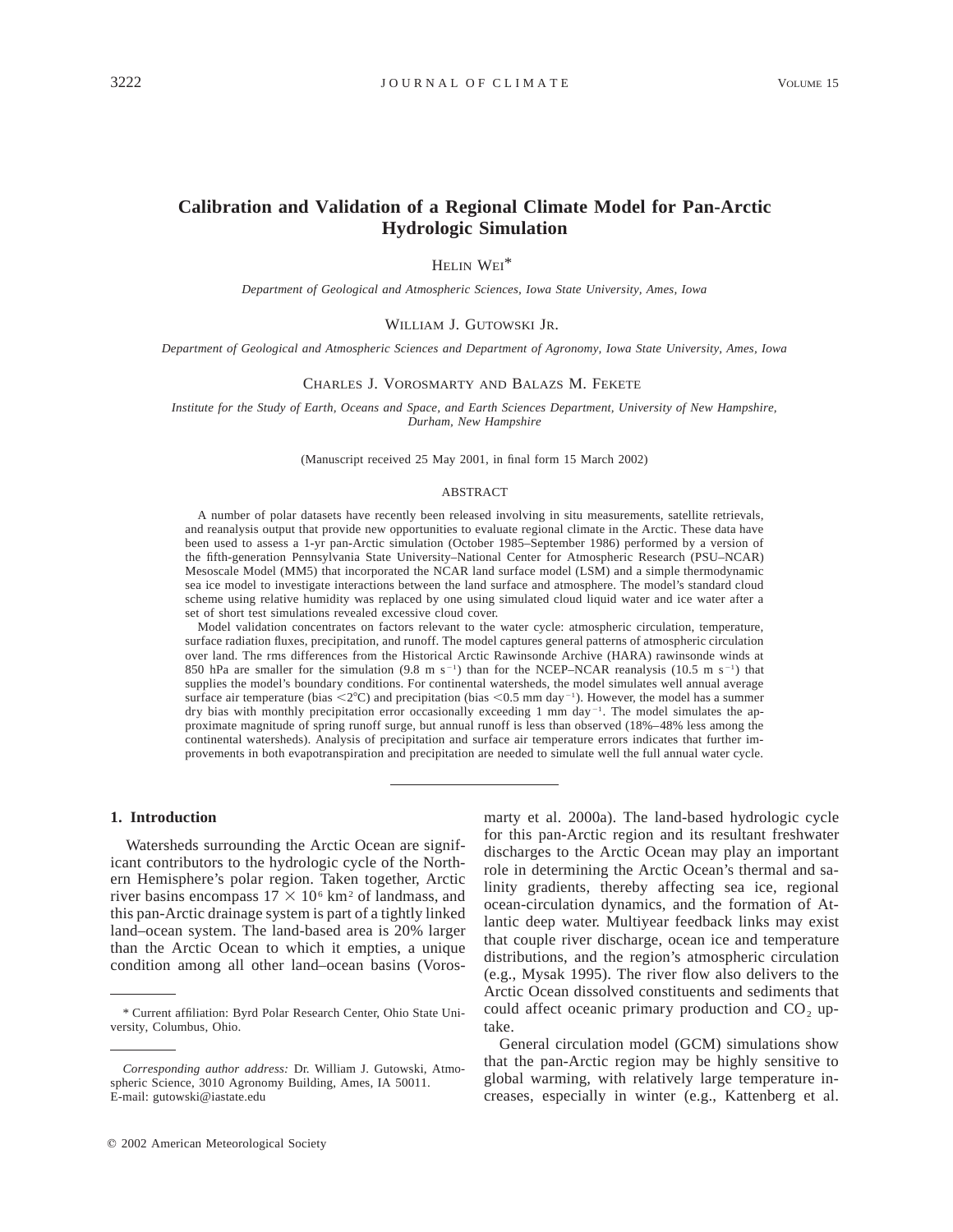# Calibration and Validation of a Regional Climate Model for Pan-Arctic Hydrologic Simulation

HELIN WEI*

*Department of Geological and Atmospheric Sciences, Iowa State University, Ames, Iowa*

WILLIAM J. GUTOWSKI JR.

*Department of Geological and Atmospheric Sciences and Department of Agronomy, Iowa State University, Ames, Iowa*

CHARLES J. VOROSMARTY AND BALAZS M. FEKETE

*Institute for the Study of Earth, Oceans and Space, and Earth Sciences Department, University of New Hampshire, Durham, New Hampshire*

(Manuscript received 25 May 2001, in final form 15 March 2002)

## ABSTRACT

A number of polar datasets have recently been released involving in situ measurements, satellite retrievals, and reanalysis output that provide new opportunities to evaluate regional climate in the Arctic. These data have been used to assess a 1-yr pan-Arctic simulation (October 1985–September 1986) performed by a version of the fifth-generation Pennsylvania State University–National Center for Atmospheric Research (PSU–NCAR) Mesoscale Model (MM5) that incorporated the NCAR land surface model (LSM) and a simple thermodynamic sea ice model to investigate interactions between the land surface and atmosphere. The model's standard cloud scheme using relative humidity was replaced by one using simulated cloud liquid water and ice water after a set of short test simulations revealed excessive cloud cover.

Model validation concentrates on factors relevant to the water cycle: atmospheric circulation, temperature, surface radiation fluxes, precipitation, and runoff. The model captures general patterns of atmospheric circulation over land. The rms differences from the Historical Arctic Rawinsonde Archive (HARA) rawinsonde winds at 850 hPa are smaller for the simulation (9.8 m $s^{-1}$) than for the NCEP–NCAR reanalysis (10.5 m $s^{-1}$) that supplies the model's boundary conditions. For continental watersheds, the model simulates well annual average surface air temperature (bias <2°C) and precipitation (bias <0.5 mm $day^{-1}$). However, the model has a summer dry bias with monthly precipitation error occasionally exceeding 1 mm $day^{-1}$. The model simulates the approximate magnitude of spring runoff surge, but annual runoff is less than observed (18%–48% less among the continental watersheds). Analysis of precipitation and surface air temperature errors indicates that further improvements in both evapotranspiration and precipitation are needed to simulate well the full annual water cycle.

## 1. Introduction

Watersheds surrounding the Arctic Ocean are significant contributors to the hydrologic cycle of the Northern Hemisphere's polar region. Taken together, Arctic river basins encompass $17 \times 10^6$ km$^2$ of landmass, and this pan-Arctic drainage system is part of a tightly linked land–ocean system. The land-based area is 20% larger than the Arctic Ocean to which it empties, a unique condition among all other land–ocean basins (Vorosmarty et al. 2000a). The land-based hydrologic cycle for this pan-Arctic region and its resultant freshwater discharges to the Arctic Ocean may play an important role in determining the Arctic Ocean's thermal and salinity gradients, thereby affecting sea ice, regional ocean-circulation dynamics, and the formation of Atlantic deep water. Multiyear feedback links may exist that couple river discharge, ocean ice and temperature distributions, and the region's atmospheric circulation (e.g., Mysak 1995). The river flow also delivers to the Arctic Ocean dissolved constituents and sediments that could affect oceanic primary production and $CO_2$ uptake.

General circulation model (GCM) simulations show that the pan-Arctic region may be highly sensitive to global warming, with relatively large temperature increases, especially in winter (e.g., Kattenberg et al.

---

\* Current affiliation: Byrd Polar Research Center, Ohio State University, Columbus, Ohio.

*Corresponding author address:* Dr. William J. Gutowski, Atmospheric Science, 3010 Agronomy Building, Ames, IA 50011.
E-mail: gutowski@iastate.edu

© 2002 American Meteorological Society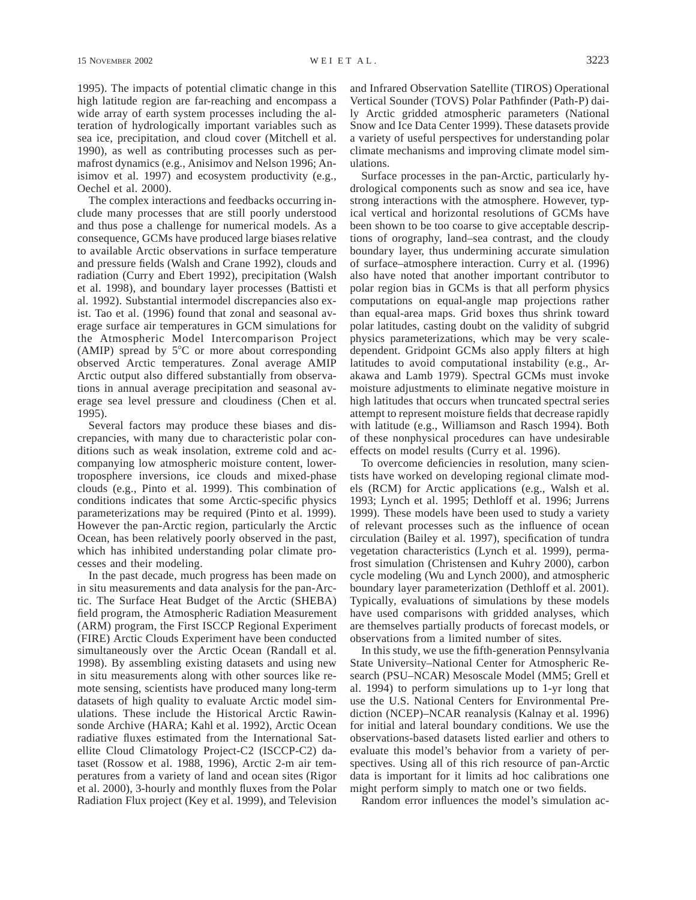1995). The impacts of potential climatic change in this high latitude region are far-reaching and encompass a wide array of earth system processes including the alteration of hydrologically important variables such as sea ice, precipitation, and cloud cover (Mitchell et al. 1990), as well as contributing processes such as permafrost dynamics (e.g., Anisimov and Nelson 1996; Anisimov et al. 1997) and ecosystem productivity (e.g., Oechel et al. 2000).

The complex interactions and feedbacks occurring include many processes that are still poorly understood and thus pose a challenge for numerical models. As a consequence, GCMs have produced large biases relative to available Arctic observations in surface temperature and pressure fields (Walsh and Crane 1992), clouds and radiation (Curry and Ebert 1992), precipitation (Walsh et al. 1998), and boundary layer processes (Battisti et al. 1992). Substantial intermodel discrepancies also exist. Tao et al. (1996) found that zonal and seasonal average surface air temperatures in GCM simulations for the Atmospheric Model Intercomparison Project (AMIP) spread by 5°C or more about corresponding observed Arctic temperatures. Zonal average AMIP Arctic output also differed substantially from observations in annual average precipitation and seasonal average sea level pressure and cloudiness (Chen et al. 1995).

Several factors may produce these biases and discrepancies, with many due to characteristic polar conditions such as weak insolation, extreme cold and accompanying low atmospheric moisture content, lower-troposphere inversions, ice clouds and mixed-phase clouds (e.g., Pinto et al. 1999). This combination of conditions indicates that some Arctic-specific physics parameterizations may be required (Pinto et al. 1999). However the pan-Arctic region, particularly the Arctic Ocean, has been relatively poorly observed in the past, which has inhibited understanding polar climate processes and their modeling.

In the past decade, much progress has been made on in situ measurements and data analysis for the pan-Arctic. The Surface Heat Budget of the Arctic (SHEBA) field program, the Atmospheric Radiation Measurement (ARM) program, the First ISCCP Regional Experiment (FIRE) Arctic Clouds Experiment have been conducted simultaneously over the Arctic Ocean (Randall et al. 1998). By assembling existing datasets and using new in situ measurements along with other sources like remote sensing, scientists have produced many long-term datasets of high quality to evaluate Arctic model simulations. These include the Historical Arctic Rawinsonde Archive (HARA; Kahl et al. 1992), Arctic Ocean radiative fluxes estimated from the International Satellite Cloud Climatology Project-C2 (ISCCP-C2) dataset (Rossow et al. 1988, 1996), Arctic 2-m air temperatures from a variety of land and ocean sites (Rigor et al. 2000), 3-hourly and monthly fluxes from the Polar Radiation Flux project (Key et al. 1999), and Television and Infrared Observation Satellite (TIROS) Operational Vertical Sounder (TOVS) Polar Pathfinder (Path-P) daily Arctic gridded atmospheric parameters (National Snow and Ice Data Center 1999). These datasets provide a variety of useful perspectives for understanding polar climate mechanisms and improving climate model simulations.

Surface processes in the pan-Arctic, particularly hydrological components such as snow and sea ice, have strong interactions with the atmosphere. However, typical vertical and horizontal resolutions of GCMs have been shown to be too coarse to give acceptable descriptions of orography, land–sea contrast, and the cloudy boundary layer, thus undermining accurate simulation of surface–atmosphere interaction. Curry et al. (1996) also have noted that another important contributor to polar region bias in GCMs is that all perform physics computations on equal-angle map projections rather than equal-area maps. Grid boxes thus shrink toward polar latitudes, casting doubt on the validity of subgrid physics parameterizations, which may be very scale-dependent. Gridpoint GCMs also apply filters at high latitudes to avoid computational instability (e.g., Arakawa and Lamb 1979). Spectral GCMs must invoke moisture adjustments to eliminate negative moisture in high latitudes that occurs when truncated spectral series attempt to represent moisture fields that decrease rapidly with latitude (e.g., Williamson and Rasch 1994). Both of these nonphysical procedures can have undesirable effects on model results (Curry et al. 1996).

To overcome deficiencies in resolution, many scientists have worked on developing regional climate models (RCM) for Arctic applications (e.g., Walsh et al. 1993; Lynch et al. 1995; Dethloff et al. 1996; Jurrens 1999). These models have been used to study a variety of relevant processes such as the influence of ocean circulation (Bailey et al. 1997), specification of tundra vegetation characteristics (Lynch et al. 1999), permafrost simulation (Christensen and Kuhry 2000), carbon cycle modeling (Wu and Lynch 2000), and atmospheric boundary layer parameterization (Dethloff et al. 2001). Typically, evaluations of simulations by these models have used comparisons with gridded analyses, which are themselves partially products of forecast models, or observations from a limited number of sites.

In this study, we use the fifth-generation Pennsylvania State University–National Center for Atmospheric Research (PSU–NCAR) Mesoscale Model (MM5; Grell et al. 1994) to perform simulations up to 1-yr long that use the U.S. National Centers for Environmental Prediction (NCEP)–NCAR reanalysis (Kalnay et al. 1996) for initial and lateral boundary conditions. We use the observations-based datasets listed earlier and others to evaluate this model's behavior from a variety of perspectives. Using all of this rich resource of pan-Arctic data is important for it limits ad hoc calibrations one might perform simply to match one or two fields.

Random error influences the model's simulation ac-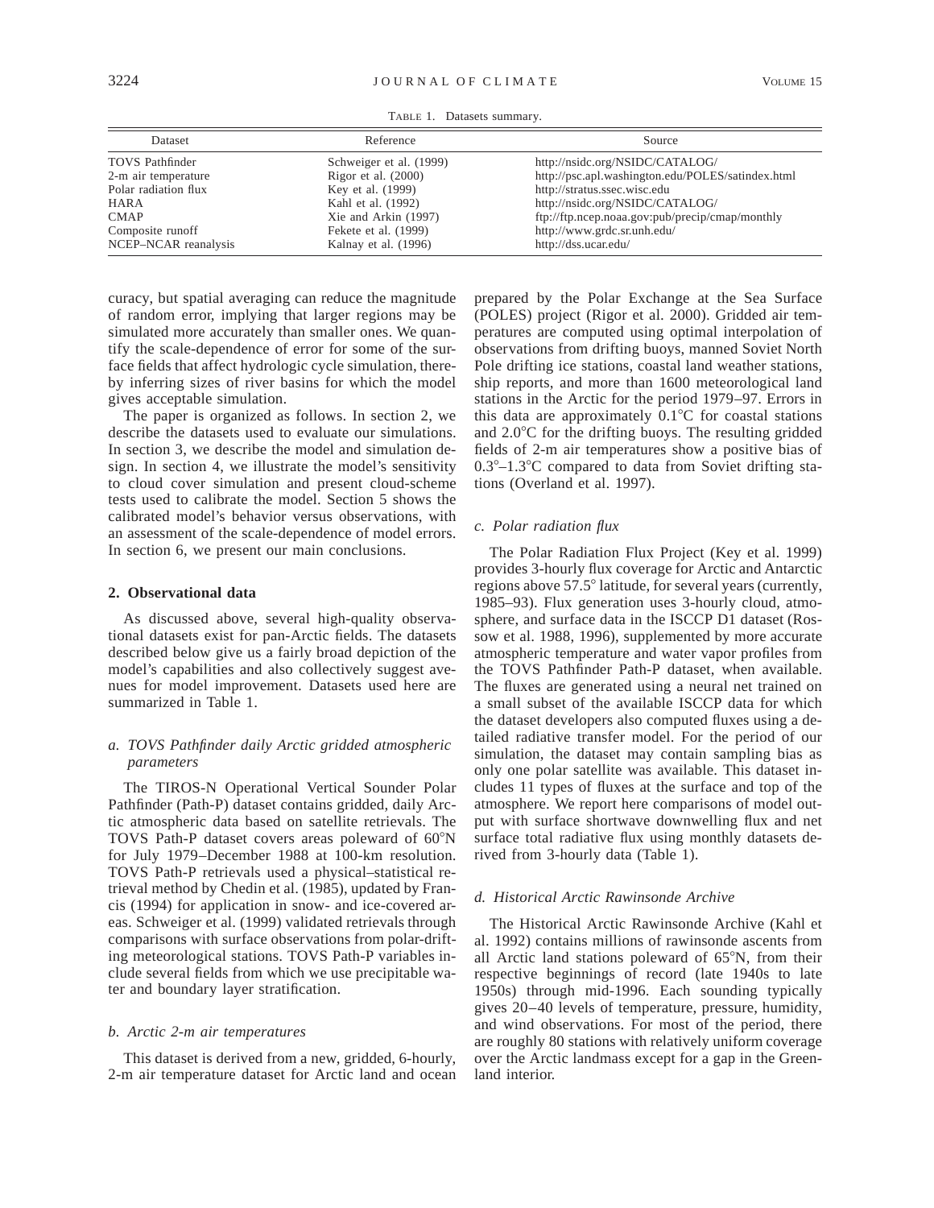TABLE 1. Datasets summary.

| Dataset | Reference | Source |
|---|---|---|
| TOVS Pathfinder | Schweiger et al. (1999) | http://nsidc.org/NSIDC/CATALOG/ |
| 2-m air temperature | Rigor et al. (2000) | http://psc.apl.washington.edu/POLES/satindex.html |
| Polar radiation flux | Key et al. (1999) | http://stratus.ssec.wisc.edu |
| HARA | Kahl et al. (1992) | http://nsidc.org/NSIDC/CATALOG/ |
| CMAP | Xie and Arkin (1997) | ftp://ftp.ncep.noaa.gov:pub/precip/cmap/monthly |
| Composite runoff | Fekete et al. (1999) | http://www.grdc.sr.unh.edu/ |
| NCEP–NCAR reanalysis | Kalnay et al. (1996) | http://dss.ucar.edu/ |

curacy, but spatial averaging can reduce the magnitude of random error, implying that larger regions may be simulated more accurately than smaller ones. We quantify the scale-dependence of error for some of the surface fields that affect hydrologic cycle simulation, thereby inferring sizes of river basins for which the model gives acceptable simulation.

The paper is organized as follows. In section 2, we describe the datasets used to evaluate our simulations. In section 3, we describe the model and simulation design. In section 4, we illustrate the model's sensitivity to cloud cover simulation and present cloud-scheme tests used to calibrate the model. Section 5 shows the calibrated model's behavior versus observations, with an assessment of the scale-dependence of model errors. In section 6, we present our main conclusions.

## 2. Observational data

As discussed above, several high-quality observational datasets exist for pan-Arctic fields. The datasets described below give us a fairly broad depiction of the model's capabilities and also collectively suggest avenues for model improvement. Datasets used here are summarized in Table 1.

### *a. TOVS Pathfinder daily Arctic gridded atmospheric parameters*

The TIROS-N Operational Vertical Sounder Polar Pathfinder (Path-P) dataset contains gridded, daily Arctic atmospheric data based on satellite retrievals. The TOVS Path-P dataset covers areas poleward of 60°N for July 1979–December 1988 at 100-km resolution. TOVS Path-P retrievals used a physical–statistical retrieval method by Chedin et al. (1985), updated by Francis (1994) for application in snow- and ice-covered areas. Schweiger et al. (1999) validated retrievals through comparisons with surface observations from polar-drifting meteorological stations. TOVS Path-P variables include several fields from which we use precipitable water and boundary layer stratification.

### *b. Arctic 2-m air temperatures*

This dataset is derived from a new, gridded, 6-hourly, 2-m air temperature dataset for Arctic land and ocean prepared by the Polar Exchange at the Sea Surface (POLES) project (Rigor et al. 2000). Gridded air temperatures are computed using optimal interpolation of observations from drifting buoys, manned Soviet North Pole drifting ice stations, coastal land weather stations, ship reports, and more than 1600 meteorological land stations in the Arctic for the period 1979–97. Errors in this data are approximately 0.1°C for coastal stations and 2.0°C for the drifting buoys. The resulting gridded fields of 2-m air temperatures show a positive bias of 0.3°–1.3°C compared to data from Soviet drifting stations (Overland et al. 1997).

### *c. Polar radiation flux*

The Polar Radiation Flux Project (Key et al. 1999) provides 3-hourly flux coverage for Arctic and Antarctic regions above 57.5° latitude, for several years (currently, 1985–93). Flux generation uses 3-hourly cloud, atmosphere, and surface data in the ISCCP D1 dataset (Rossow et al. 1988, 1996), supplemented by more accurate atmospheric temperature and water vapor profiles from the TOVS Pathfinder Path-P dataset, when available. The fluxes are generated using a neural net trained on a small subset of the available ISCCP data for which the dataset developers also computed fluxes using a detailed radiative transfer model. For the period of our simulation, the dataset may contain sampling bias as only one polar satellite was available. This dataset includes 11 types of fluxes at the surface and top of the atmosphere. We report here comparisons of model output with surface shortwave downwelling flux and net surface total radiative flux using monthly datasets derived from 3-hourly data (Table 1).

### *d. Historical Arctic Rawinsonde Archive*

The Historical Arctic Rawinsonde Archive (Kahl et al. 1992) contains millions of rawinsonde ascents from all Arctic land stations poleward of 65°N, from their respective beginnings of record (late 1940s to late 1950s) through mid-1996. Each sounding typically gives 20–40 levels of temperature, pressure, humidity, and wind observations. For most of the period, there are roughly 80 stations with relatively uniform coverage over the Arctic landmass except for a gap in the Greenland interior.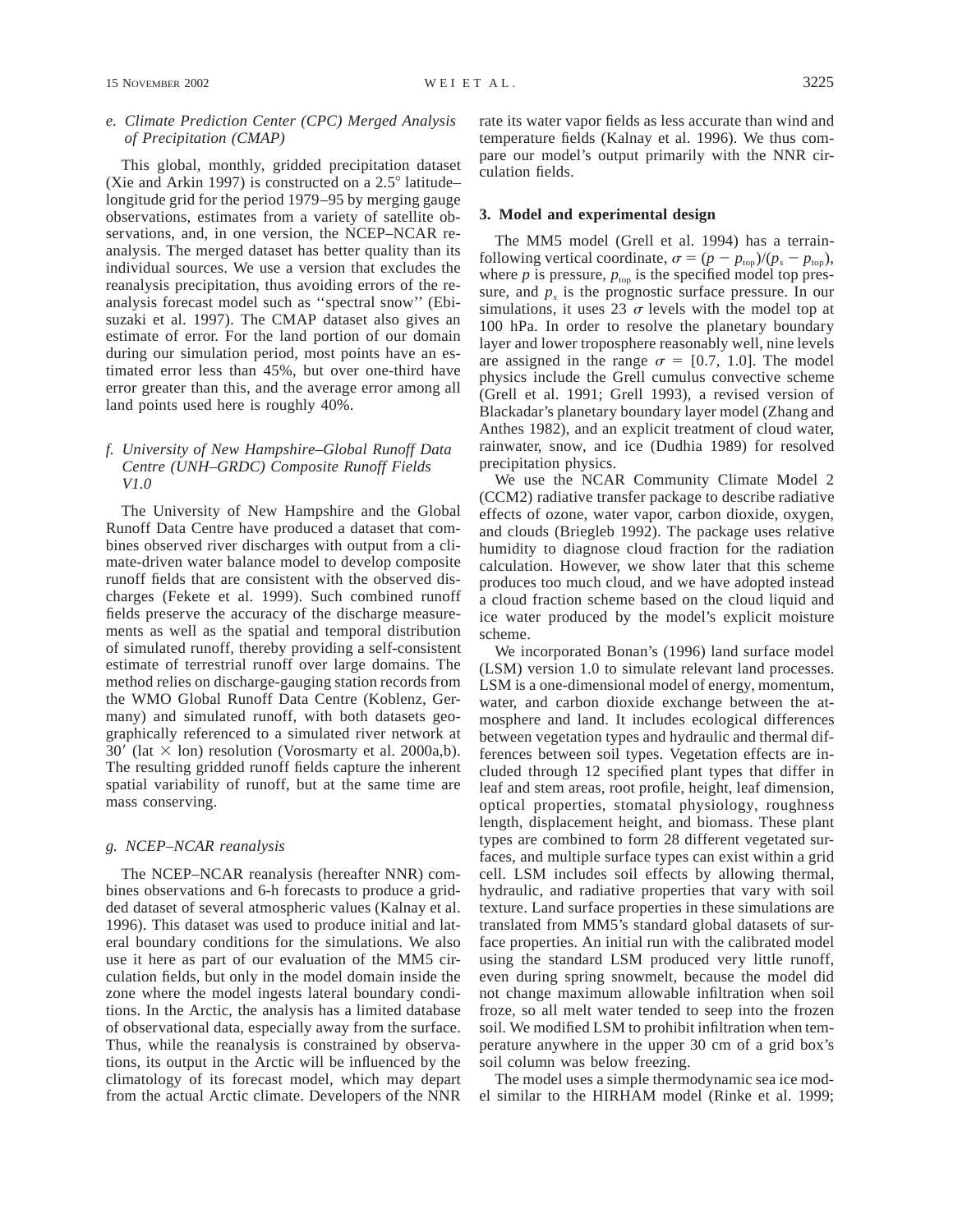### e. *Climate Prediction Center (CPC) Merged Analysis of Precipitation (CMAP)*

This global, monthly, gridded precipitation dataset (Xie and Arkin 1997) is constructed on a 2.5° latitude–longitude grid for the period 1979–95 by merging gauge observations, estimates from a variety of satellite observations, and, in one version, the NCEP–NCAR reanalysis. The merged dataset has better quality than its individual sources. We use a version that excludes the reanalysis precipitation, thus avoiding errors of the reanalysis forecast model such as ''spectral snow'' (Ebisuzaki et al. 1997). The CMAP dataset also gives an estimate of error. For the land portion of our domain during our simulation period, most points have an estimated error less than 45%, but over one-third have error greater than this, and the average error among all land points used here is roughly 40%.

### f. *University of New Hampshire–Global Runoff Data Centre (UNH–GRDC) Composite Runoff Fields V1.0*

The University of New Hampshire and the Global Runoff Data Centre have produced a dataset that combines observed river discharges with output from a climate-driven water balance model to develop composite runoff fields that are consistent with the observed discharges (Fekete et al. 1999). Such combined runoff fields preserve the accuracy of the discharge measurements as well as the spatial and temporal distribution of simulated runoff, thereby providing a self-consistent estimate of terrestrial runoff over large domains. The method relies on discharge-gauging station records from the WMO Global Runoff Data Centre (Koblenz, Germany) and simulated runoff, with both datasets geographically referenced to a simulated river network at 30′ (lat × lon) resolution (Vorosmarty et al. 2000a,b). The resulting gridded runoff fields capture the inherent spatial variability of runoff, but at the same time are mass conserving.

### g. *NCEP–NCAR reanalysis*

The NCEP–NCAR reanalysis (hereafter NNR) combines observations and 6-h forecasts to produce a gridded dataset of several atmospheric values (Kalnay et al. 1996). This dataset was used to produce initial and lateral boundary conditions for the simulations. We also use it here as part of our evaluation of the MM5 circulation fields, but only in the model domain inside the zone where the model ingests lateral boundary conditions. In the Arctic, the analysis has a limited database of observational data, especially away from the surface. Thus, while the reanalysis is constrained by observations, its output in the Arctic will be influenced by the climatology of its forecast model, which may depart from the actual Arctic climate. Developers of the NNR rate its water vapor fields as less accurate than wind and temperature fields (Kalnay et al. 1996). We thus compare our model's output primarily with the NNR circulation fields.

## 3. Model and experimental design

The MM5 model (Grell et al. 1994) has a terrain-following vertical coordinate, $\sigma = (p - p_{top})/(p_s - p_{top})$, where $p$ is pressure, $p_{top}$ is the specified model top pressure, and $p_s$ is the prognostic surface pressure. In our simulations, it uses 23 $\sigma$ levels with the model top at 100 hPa. In order to resolve the planetary boundary layer and lower troposphere reasonably well, nine levels are assigned in the range $\sigma = [0.7, 1.0]$. The model physics include the Grell cumulus convective scheme (Grell et al. 1991; Grell 1993), a revised version of Blackadar's planetary boundary layer model (Zhang and Anthes 1982), and an explicit treatment of cloud water, rainwater, snow, and ice (Dudhia 1989) for resolved precipitation physics.

We use the NCAR Community Climate Model 2 (CCM2) radiative transfer package to describe radiative effects of ozone, water vapor, carbon dioxide, oxygen, and clouds (Briegleb 1992). The package uses relative humidity to diagnose cloud fraction for the radiation calculation. However, we show later that this scheme produces too much cloud, and we have adopted instead a cloud fraction scheme based on the cloud liquid and ice water produced by the model's explicit moisture scheme.

We incorporated Bonan's (1996) land surface model (LSM) version 1.0 to simulate relevant land processes. LSM is a one-dimensional model of energy, momentum, water, and carbon dioxide exchange between the atmosphere and land. It includes ecological differences between vegetation types and hydraulic and thermal differences between soil types. Vegetation effects are included through 12 specified plant types that differ in leaf and stem areas, root profile, height, leaf dimension, optical properties, stomatal physiology, roughness length, displacement height, and biomass. These plant types are combined to form 28 different vegetated surfaces, and multiple surface types can exist within a grid cell. LSM includes soil effects by allowing thermal, hydraulic, and radiative properties that vary with soil texture. Land surface properties in these simulations are translated from MM5's standard global datasets of surface properties. An initial run with the calibrated model using the standard LSM produced very little runoff, even during spring snowmelt, because the model did not change maximum allowable infiltration when soil froze, so all melt water tended to seep into the frozen soil. We modified LSM to prohibit infiltration when temperature anywhere in the upper 30 cm of a grid box's soil column was below freezing.

The model uses a simple thermodynamic sea ice model similar to the HIRHAM model (Rinke et al. 1999;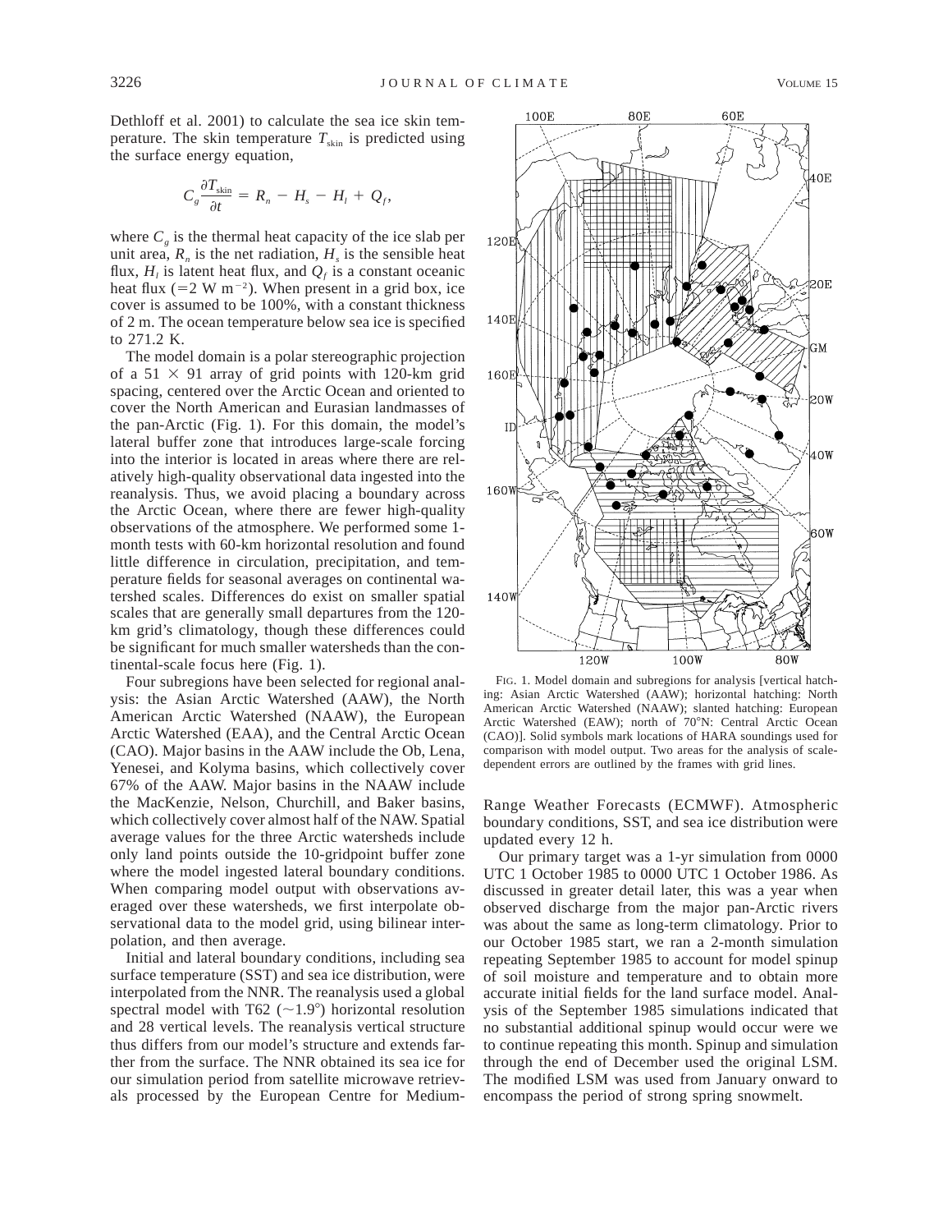Dethloff et al. 2001) to calculate the sea ice skin temperature. The skin temperature $T_{skin}$ is predicted using the surface energy equation,

$$C_g \frac{\partial T_{skin}}{\partial t} = R_n - H_s - H_l + Q_f,$$

where $C_g$ is the thermal heat capacity of the ice slab per unit area, $R_n$ is the net radiation, $H_s$ is the sensible heat flux, $H_l$ is latent heat flux, and $Q_f$ is a constant oceanic heat flux (=2 W m$^{-2}$). When present in a grid box, ice cover is assumed to be 100%, with a constant thickness of 2 m. The ocean temperature below sea ice is specified to 271.2 K.

The model domain is a polar stereographic projection of a 51 × 91 array of grid points with 120-km grid spacing, centered over the Arctic Ocean and oriented to cover the North American and Eurasian landmasses of the pan-Arctic (Fig. 1). For this domain, the model's lateral buffer zone that introduces large-scale forcing into the interior is located in areas where there are relatively high-quality observational data ingested into the reanalysis. Thus, we avoid placing a boundary across the Arctic Ocean, where there are fewer high-quality observations of the atmosphere. We performed some 1-month tests with 60-km horizontal resolution and found little difference in circulation, precipitation, and temperature fields for seasonal averages on continental watershed scales. Differences do exist on smaller spatial scales that are generally small departures from the 120-km grid's climatology, though these differences could be significant for much smaller watersheds than the continental-scale focus here (Fig. 1).

Four subregions have been selected for regional analysis: the Asian Arctic Watershed (AAW), the North American Arctic Watershed (NAAW), the European Arctic Watershed (EAA), and the Central Arctic Ocean (CAO). Major basins in the AAW include the Ob, Lena, Yenesei, and Kolyma basins, which collectively cover 67% of the AAW. Major basins in the NAAW include the MacKenzie, Nelson, Churchill, and Baker basins, which collectively cover almost half of the NAW. Spatial average values for the three Arctic watersheds include only land points outside the 10-gridpoint buffer zone where the model ingested lateral boundary conditions. When comparing model output with observations averaged over these watersheds, we first interpolate observational data to the model grid, using bilinear interpolation, and then average.

Initial and lateral boundary conditions, including sea surface temperature (SST) and sea ice distribution, were interpolated from the NNR. The reanalysis used a global spectral model with T62 (~1.9°) horizontal resolution and 28 vertical levels. The reanalysis vertical structure thus differs from our model's structure and extends farther from the surface. The NNR obtained its sea ice for our simulation period from satellite microwave retrievals processed by the European Centre for Medium-Range Weather Forecasts (ECMWF). Atmospheric boundary conditions, SST, and sea ice distribution were updated every 12 h.

FIG. 1. Model domain and subregions for analysis [vertical hatching: Asian Arctic Watershed (AAW); horizontal hatching: North American Arctic Watershed (NAAW); slanted hatching: European Arctic Watershed (EAW); north of 70°N: Central Arctic Ocean (CAO)]. Solid symbols mark locations of HARA soundings used for comparison with model output. Two areas for the analysis of scale-dependent errors are outlined by the frames with grid lines.

Our primary target was a 1-yr simulation from 0000 UTC 1 October 1985 to 0000 UTC 1 October 1986. As discussed in greater detail later, this was a year when observed discharge from the major pan-Arctic rivers was about the same as long-term climatology. Prior to our October 1985 start, we ran a 2-month simulation repeating September 1985 to account for model spinup of soil moisture and temperature and to obtain more accurate initial fields for the land surface model. Analysis of the September 1985 simulations indicated that no substantial additional spinup would occur were we to continue repeating this month. Spinup and simulation through the end of December used the original LSM. The modified LSM was used from January onward to encompass the period of strong spring snowmelt.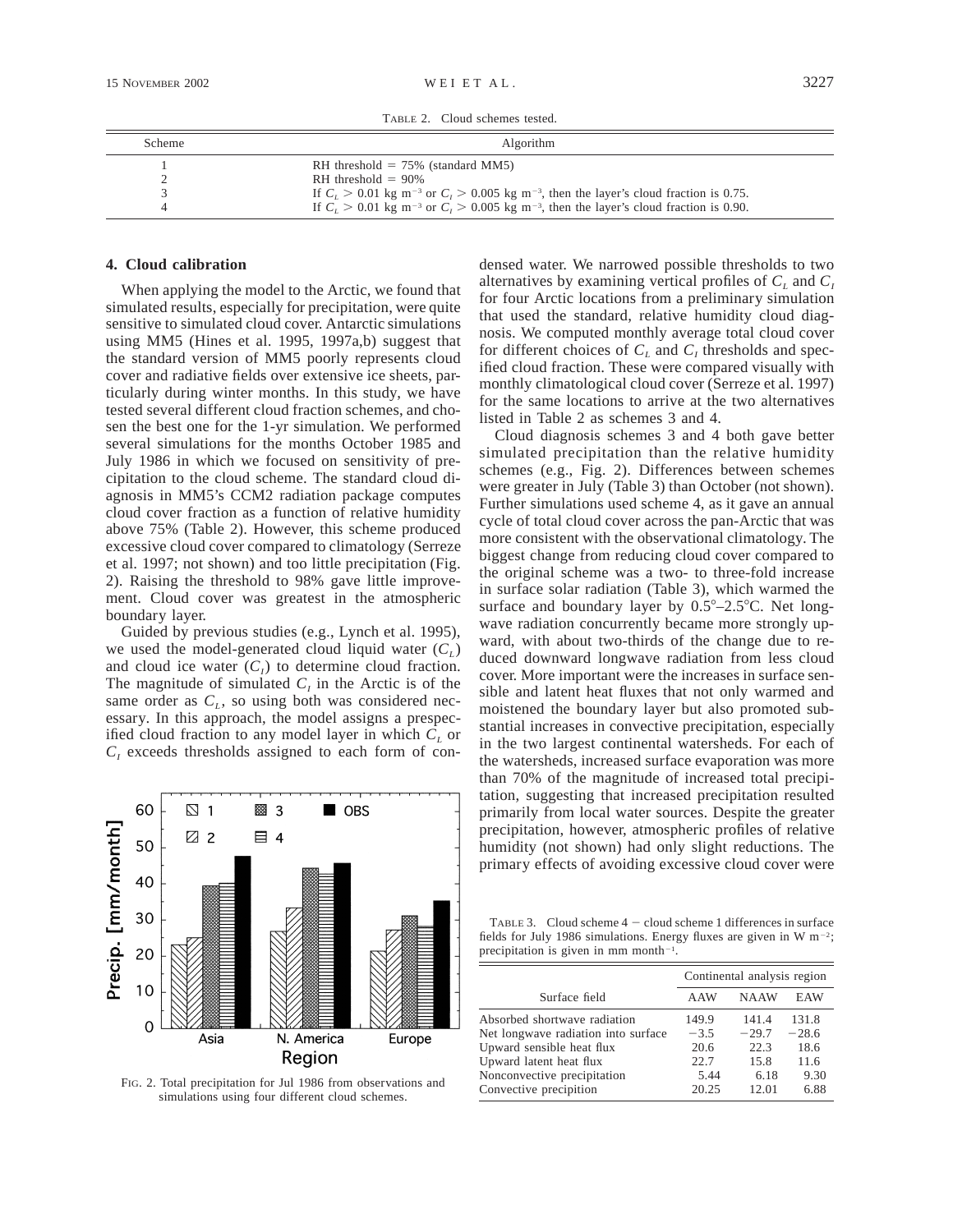TABLE 2. Cloud schemes tested.

| Scheme | Algorithm |
|---|---|
| 1 | RH threshold = 75% (standard MM5) |
| 2 | RH threshold = 90% |
| 3 | If $C_L > 0.01$ kg m$^{-3}$ or $C_I > 0.005$ kg m$^{-3}$, then the layer's cloud fraction is 0.75. |
| 4 | If $C_L > 0.01$ kg m$^{-3}$ or $C_I > 0.005$ kg m$^{-3}$, then the layer's cloud fraction is 0.90. |

## 4. Cloud calibration

When applying the model to the Arctic, we found that simulated results, especially for precipitation, were quite sensitive to simulated cloud cover. Antarctic simulations using MM5 (Hines et al. 1995, 1997a,b) suggest that the standard version of MM5 poorly represents cloud cover and radiative fields over extensive ice sheets, particularly during winter months. In this study, we have tested several different cloud fraction schemes, and chosen the best one for the 1-yr simulation. We performed several simulations for the months October 1985 and July 1986 in which we focused on sensitivity of precipitation to the cloud scheme. The standard cloud diagnosis in MM5's CCM2 radiation package computes cloud cover fraction as a function of relative humidity above 75% (Table 2). However, this scheme produced excessive cloud cover compared to climatology (Serreze et al. 1997; not shown) and too little precipitation (Fig. 2). Raising the threshold to 98% gave little improvement. Cloud cover was greatest in the atmospheric boundary layer.

Guided by previous studies (e.g., Lynch et al. 1995), we used the model-generated cloud liquid water ($C_L$) and cloud ice water ($C_I$) to determine cloud fraction. The magnitude of simulated $C_I$ in the Arctic is of the same order as $C_L$, so using both was considered necessary. In this approach, the model assigns a prespecified cloud fraction to any model layer in which $C_L$ or $C_I$ exceeds thresholds assigned to each form of condensed water. We narrowed possible thresholds to two alternatives by examining vertical profiles of $C_L$ and $C_I$ for four Arctic locations from a preliminary simulation that used the standard, relative humidity cloud diagnosis. We computed monthly average total cloud cover for different choices of $C_L$ and $C_I$ thresholds and specified cloud fraction. These were compared visually with monthly climatological cloud cover (Serreze et al. 1997) for the same locations to arrive at the two alternatives listed in Table 2 as schemes 3 and 4.

FIG. 2. Total precipitation for Jul 1986 from observations and simulations using four different cloud schemes.

Cloud diagnosis schemes 3 and 4 both gave better simulated precipitation than the relative humidity schemes (e.g., Fig. 2). Differences between schemes were greater in July (Table 3) than October (not shown). Further simulations used scheme 4, as it gave an annual cycle of total cloud cover across the pan-Arctic that was more consistent with the observational climatology. The biggest change from reducing cloud cover compared to the original scheme was a two- to three-fold increase in surface solar radiation (Table 3), which warmed the surface and boundary layer by 0.5°–2.5°C. Net longwave radiation concurrently became more strongly upward, with about two-thirds of the change due to reduced downward longwave radiation from less cloud cover. More important were the increases in surface sensible and latent heat fluxes that not only warmed and moistened the boundary layer but also promoted substantial increases in convective precipitation, especially in the two largest continental watersheds. For each of the watersheds, increased surface evaporation was more than 70% of the magnitude of increased total precipitation, suggesting that increased precipitation resulted primarily from local water sources. Despite the greater precipitation, however, atmospheric profiles of relative humidity (not shown) had only slight reductions. The primary effects of avoiding excessive cloud cover were

TABLE 3. Cloud scheme 4 − cloud scheme 1 differences in surface fields for July 1986 simulations. Energy fluxes are given in W m$^{-2}$; precipitation is given in mm month$^{-1}$.

| Surface field | Continental analysis region | | |
|---|---|---|---|
| | AAW | NAAW | EAW |
| Absorbed shortwave radiation | 149.9 | 141.4 | 131.8 |
| Net longwave radiation into surface | −3.5 | −29.7 | −28.6 |
| Upward sensible heat flux | 20.6 | 22.3 | 18.6 |
| Upward latent heat flux | 22.7 | 15.8 | 11.6 |
| Nonconvective precipitation | 5.44 | 6.18 | 9.30 |
| Convective precipition | 20.25 | 12.01 | 6.88 |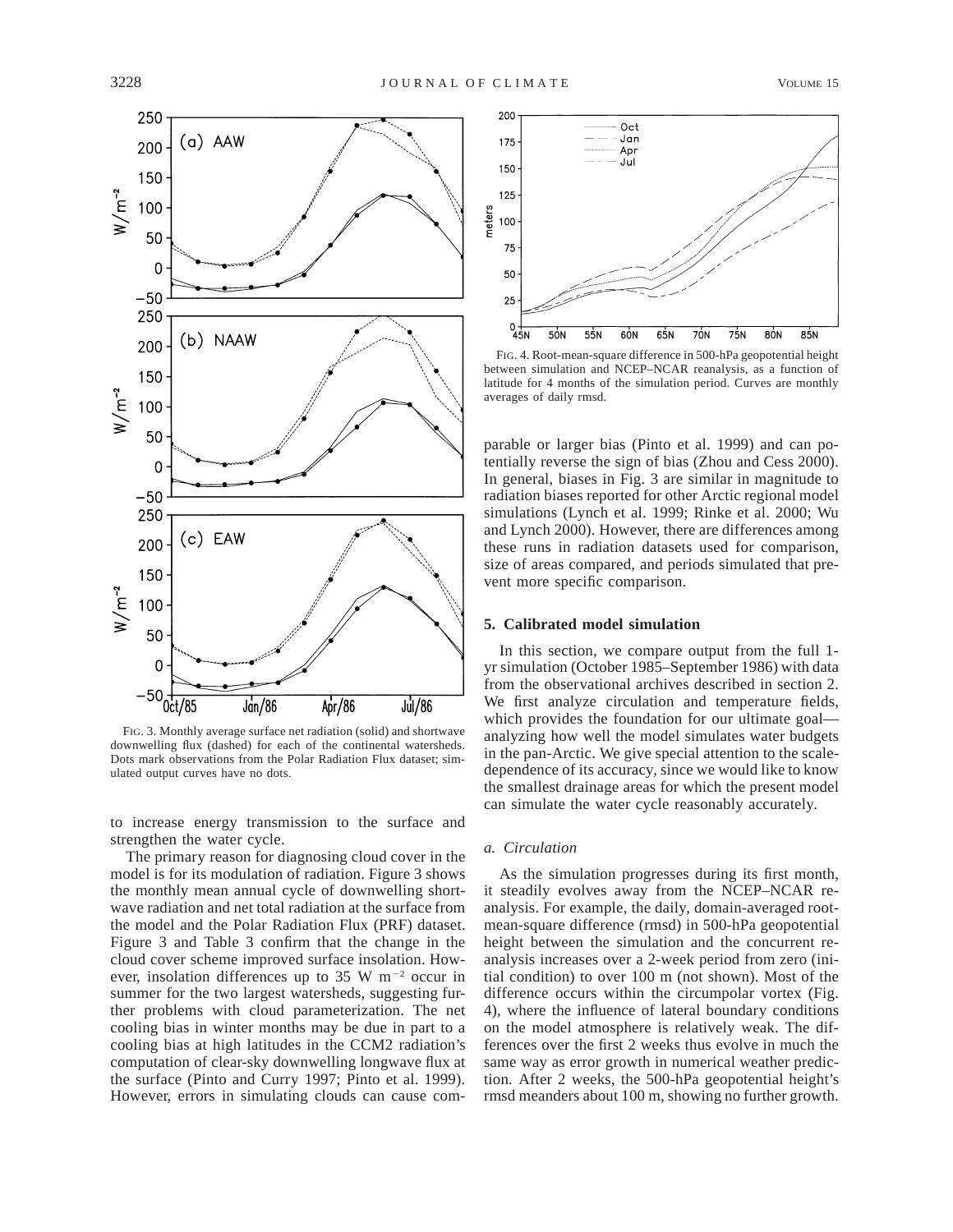FIG. 3. Monthly average surface net radiation (solid) and shortwave downwelling flux (dashed) for each of the continental watersheds. Dots mark observations from the Polar Radiation Flux dataset; simulated output curves have no dots.

FIG. 4. Root-mean-square difference in 500-hPa geopotential height between simulation and NCEP–NCAR reanalysis, as a function of latitude for 4 months of the simulation period. Curves are monthly averages of daily rmsd.

to increase energy transmission to the surface and strengthen the water cycle.

The primary reason for diagnosing cloud cover in the model is for its modulation of radiation. Figure 3 shows the monthly mean annual cycle of downwelling shortwave radiation and net total radiation at the surface from the model and the Polar Radiation Flux (PRF) dataset. Figure 3 and Table 3 confirm that the change in the cloud cover scheme improved surface insolation. However, insolation differences up to 35 W m$^{-2}$ occur in summer for the two largest watersheds, suggesting further problems with cloud parameterization. The net cooling bias in winter months may be due in part to a cooling bias at high latitudes in the CCM2 radiation's computation of clear-sky downwelling longwave flux at the surface (Pinto and Curry 1997; Pinto et al. 1999). However, errors in simulating clouds can cause comparable or larger bias (Pinto et al. 1999) and can potentially reverse the sign of bias (Zhou and Cess 2000). In general, biases in Fig. 3 are similar in magnitude to radiation biases reported for other Arctic regional model simulations (Lynch et al. 1999; Rinke et al. 2000; Wu and Lynch 2000). However, there are differences among these runs in radiation datasets used for comparison, size of areas compared, and periods simulated that prevent more specific comparison.

## 5. Calibrated model simulation

In this section, we compare output from the full 1-yr simulation (October 1985–September 1986) with data from the observational archives described in section 2. We first analyze circulation and temperature fields, which provides the foundation for our ultimate goal—analyzing how well the model simulates water budgets in the pan-Arctic. We give special attention to the scale-dependence of its accuracy, since we would like to know the smallest drainage areas for which the present model can simulate the water cycle reasonably accurately.

### *a. Circulation*

As the simulation progresses during its first month, it steadily evolves away from the NCEP–NCAR reanalysis. For example, the daily, domain-averaged root-mean-square difference (rmsd) in 500-hPa geopotential height between the simulation and the concurrent reanalysis increases over a 2-week period from zero (initial condition) to over 100 m (not shown). Most of the difference occurs within the circumpolar vortex (Fig. 4), where the influence of lateral boundary conditions on the model atmosphere is relatively weak. The differences over the first 2 weeks thus evolve in much the same way as error growth in numerical weather prediction. After 2 weeks, the 500-hPa geopotential height's rmsd meanders about 100 m, showing no further growth.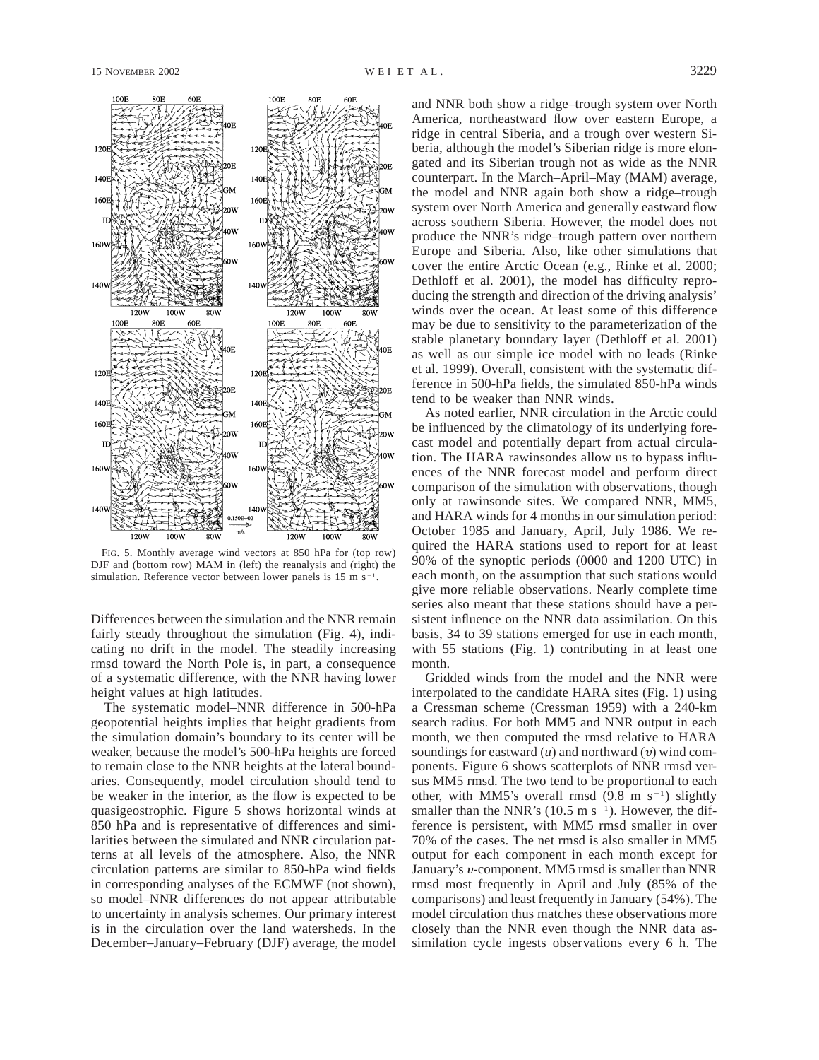FIG. 5. Monthly average wind vectors at 850 hPa for (top row) DJF and (bottom row) MAM in (left) the reanalysis and (right) the simulation. Reference vector between lower panels is 15 m s$^{-1}$.

Differences between the simulation and the NNR remain fairly steady throughout the simulation (Fig. 4), indicating no drift in the model. The steadily increasing rmsd toward the North Pole is, in part, a consequence of a systematic difference, with the NNR having lower height values at high latitudes.

The systematic model–NNR difference in 500-hPa geopotential heights implies that height gradients from the simulation domain's boundary to its center will be weaker, because the model's 500-hPa heights are forced to remain close to the NNR heights at the lateral boundaries. Consequently, model circulation should tend to be weaker in the interior, as the flow is expected to be quasigeostrophic. Figure 5 shows horizontal winds at 850 hPa and is representative of differences and similarities between the simulated and NNR circulation patterns at all levels of the atmosphere. Also, the NNR circulation patterns are similar to 850-hPa wind fields in corresponding analyses of the ECMWF (not shown), so model–NNR differences do not appear attributable to uncertainty in analysis schemes. Our primary interest is in the circulation over the land watersheds. In the December–January–February (DJF) average, the model and NNR both show a ridge–trough system over North America, northeastward flow over eastern Europe, a ridge in central Siberia, and a trough over western Siberia, although the model's Siberian ridge is more elongated and its Siberian trough not as wide as the NNR counterpart. In the March–April–May (MAM) average, the model and NNR again both show a ridge–trough system over North America and generally eastward flow across southern Siberia. However, the model does not produce the NNR's ridge–trough pattern over northern Europe and Siberia. Also, like other simulations that cover the entire Arctic Ocean (e.g., Rinke et al. 2000; Dethloff et al. 2001), the model has difficulty reproducing the strength and direction of the driving analysis' winds over the ocean. At least some of this difference may be due to sensitivity to the parameterization of the stable planetary boundary layer (Dethloff et al. 2001) as well as our simple ice model with no leads (Rinke et al. 1999). Overall, consistent with the systematic difference in 500-hPa fields, the simulated 850-hPa winds tend to be weaker than NNR winds.

As noted earlier, NNR circulation in the Arctic could be influenced by the climatology of its underlying forecast model and potentially depart from actual circulation. The HARA rawinsondes allow us to bypass influences of the NNR forecast model and perform direct comparison of the simulation with observations, though only at rawinsonde sites. We compared NNR, MM5, and HARA winds for 4 months in our simulation period: October 1985 and January, April, July 1986. We required the HARA stations used to report for at least 90% of the synoptic periods (0000 and 1200 UTC) in each month, on the assumption that such stations would give more reliable observations. Nearly complete time series also meant that these stations should have a persistent influence on the NNR data assimilation. On this basis, 34 to 39 stations emerged for use in each month, with 55 stations (Fig. 1) contributing in at least one month.

Gridded winds from the model and the NNR were interpolated to the candidate HARA sites (Fig. 1) using a Cressman scheme (Cressman 1959) with a 240-km search radius. For both MM5 and NNR output in each month, we then computed the rmsd relative to HARA soundings for eastward ($u$) and northward ($v$) wind components. Figure 6 shows scatterplots of NNR rmsd versus MM5 rmsd. The two tend to be proportional to each other, with MM5's overall rmsd (9.8 m s$^{-1}$) slightly smaller than the NNR's (10.5 m s$^{-1}$). However, the difference is persistent, with MM5 rmsd smaller in over 70% of the cases. The net rmsd is also smaller in MM5 output for each component in each month except for January's $v$-component. MM5 rmsd is smaller than NNR rmsd most frequently in April and July (85% of the comparisons) and least frequently in January (54%). The model circulation thus matches these observations more closely than the NNR even though the NNR data assimilation cycle ingests observations every 6 h. The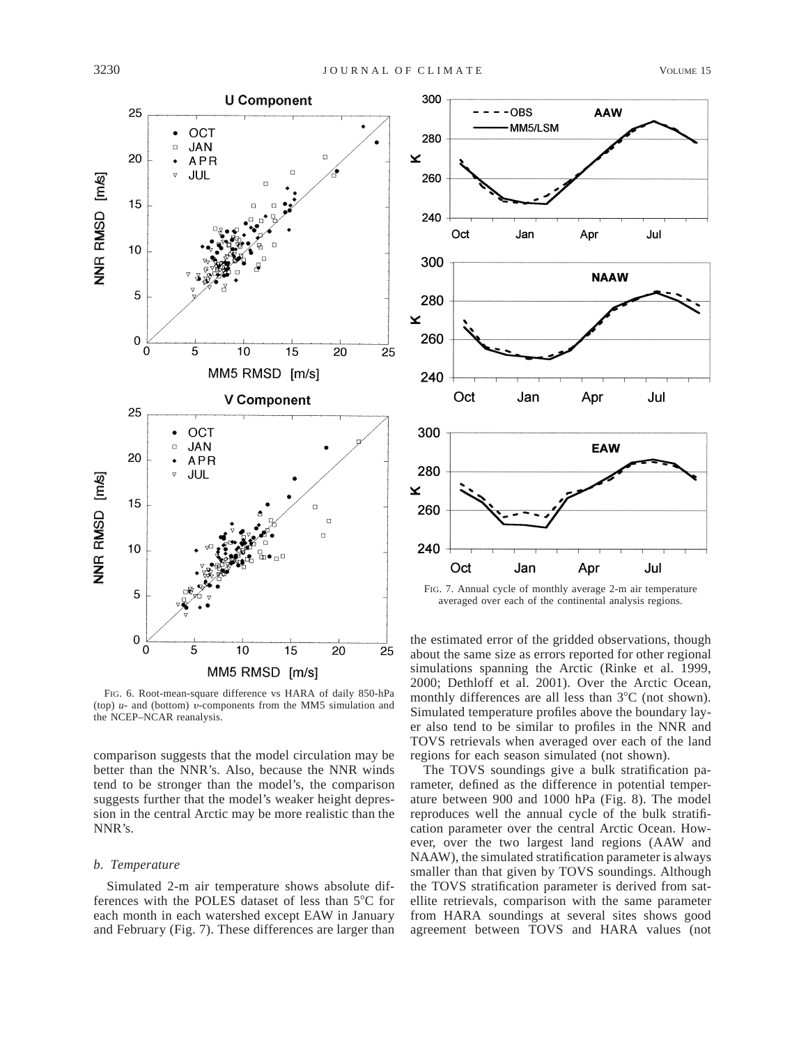FIG. 6. Root-mean-square difference vs HARA of daily 850-hPa (top) $u$- and (bottom) $v$-components from the MM5 simulation and the NCEP–NCAR reanalysis.

FIG. 7. Annual cycle of monthly average 2-m air temperature averaged over each of the continental analysis regions.

comparison suggests that the model circulation may be better than the NNR's. Also, because the NNR winds tend to be stronger than the model's, the comparison suggests further that the model's weaker height depression in the central Arctic may be more realistic than the NNR's.

### *b. Temperature*

Simulated 2-m air temperature shows absolute differences with the POLES dataset of less than 5°C for each month in each watershed except EAW in January and February (Fig. 7). These differences are larger than the estimated error of the gridded observations, though about the same size as errors reported for other regional simulations spanning the Arctic (Rinke et al. 1999, 2000; Dethloff et al. 2001). Over the Arctic Ocean, monthly differences are all less than 3°C (not shown). Simulated temperature profiles above the boundary layer also tend to be similar to profiles in the NNR and TOVS retrievals when averaged over each of the land regions for each season simulated (not shown).

The TOVS soundings give a bulk stratification parameter, defined as the difference in potential temperature between 900 and 1000 hPa (Fig. 8). The model reproduces well the annual cycle of the bulk stratification parameter over the central Arctic Ocean. However, over the two largest land regions (AAW and NAAW), the simulated stratification parameter is always smaller than that given by TOVS soundings. Although the TOVS stratification parameter is derived from satellite retrievals, comparison with the same parameter from HARA soundings at several sites shows good agreement between TOVS and HARA values (not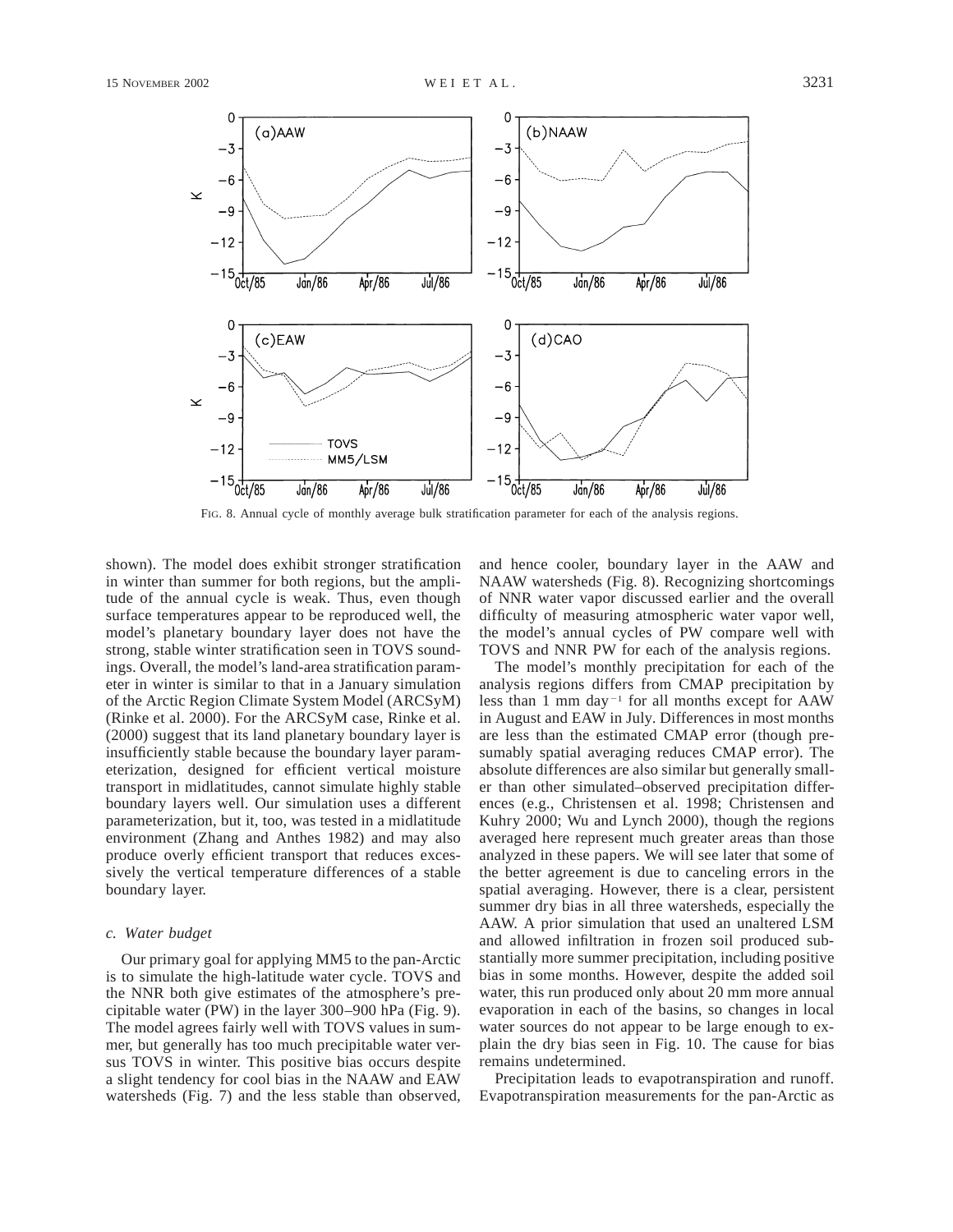FIG. 8. Annual cycle of monthly average bulk stratification parameter for each of the analysis regions.

shown). The model does exhibit stronger stratification in winter than summer for both regions, but the amplitude of the annual cycle is weak. Thus, even though surface temperatures appear to be reproduced well, the model's planetary boundary layer does not have the strong, stable winter stratification seen in TOVS soundings. Overall, the model's land-area stratification parameter in winter is similar to that in a January simulation of the Arctic Region Climate System Model (ARCSyM) (Rinke et al. 2000). For the ARCSyM case, Rinke et al. (2000) suggest that its land planetary boundary layer is insufficiently stable because the boundary layer parameterization, designed for efficient vertical moisture transport in midlatitudes, cannot simulate highly stable boundary layers well. Our simulation uses a different parameterization, but it, too, was tested in a midlatitude environment (Zhang and Anthes 1982) and may also produce overly efficient transport that reduces excessively the vertical temperature differences of a stable boundary layer.

### *c. Water budget*

Our primary goal for applying MM5 to the pan-Arctic is to simulate the high-latitude water cycle. TOVS and the NNR both give estimates of the atmosphere's precipitable water (PW) in the layer 300–900 hPa (Fig. 9). The model agrees fairly well with TOVS values in summer, but generally has too much precipitable water versus TOVS in winter. This positive bias occurs despite a slight tendency for cool bias in the NAAW and EAW watersheds (Fig. 7) and the less stable than observed, and hence cooler, boundary layer in the AAW and NAAW watersheds (Fig. 8). Recognizing shortcomings of NNR water vapor discussed earlier and the overall difficulty of measuring atmospheric water vapor well, the model's annual cycles of PW compare well with TOVS and NNR PW for each of the analysis regions.

The model's monthly precipitation for each of the analysis regions differs from CMAP precipitation by less than 1 mm day$^{-1}$ for all months except for AAW in August and EAW in July. Differences in most months are less than the estimated CMAP error (though presumably spatial averaging reduces CMAP error). The absolute differences are also similar but generally smaller than other simulated–observed precipitation differences (e.g., Christensen et al. 1998; Christensen and Kuhry 2000; Wu and Lynch 2000), though the regions averaged here represent much greater areas than those analyzed in these papers. We will see later that some of the better agreement is due to canceling errors in the spatial averaging. However, there is a clear, persistent summer dry bias in all three watersheds, especially the AAW. A prior simulation that used an unaltered LSM and allowed infiltration in frozen soil produced substantially more summer precipitation, including positive bias in some months. However, despite the added soil water, this run produced only about 20 mm more annual evaporation in each of the basins, so changes in local water sources do not appear to be large enough to explain the dry bias seen in Fig. 10. The cause for bias remains undetermined.

Precipitation leads to evapotranspiration and runoff. Evapotranspiration measurements for the pan-Arctic as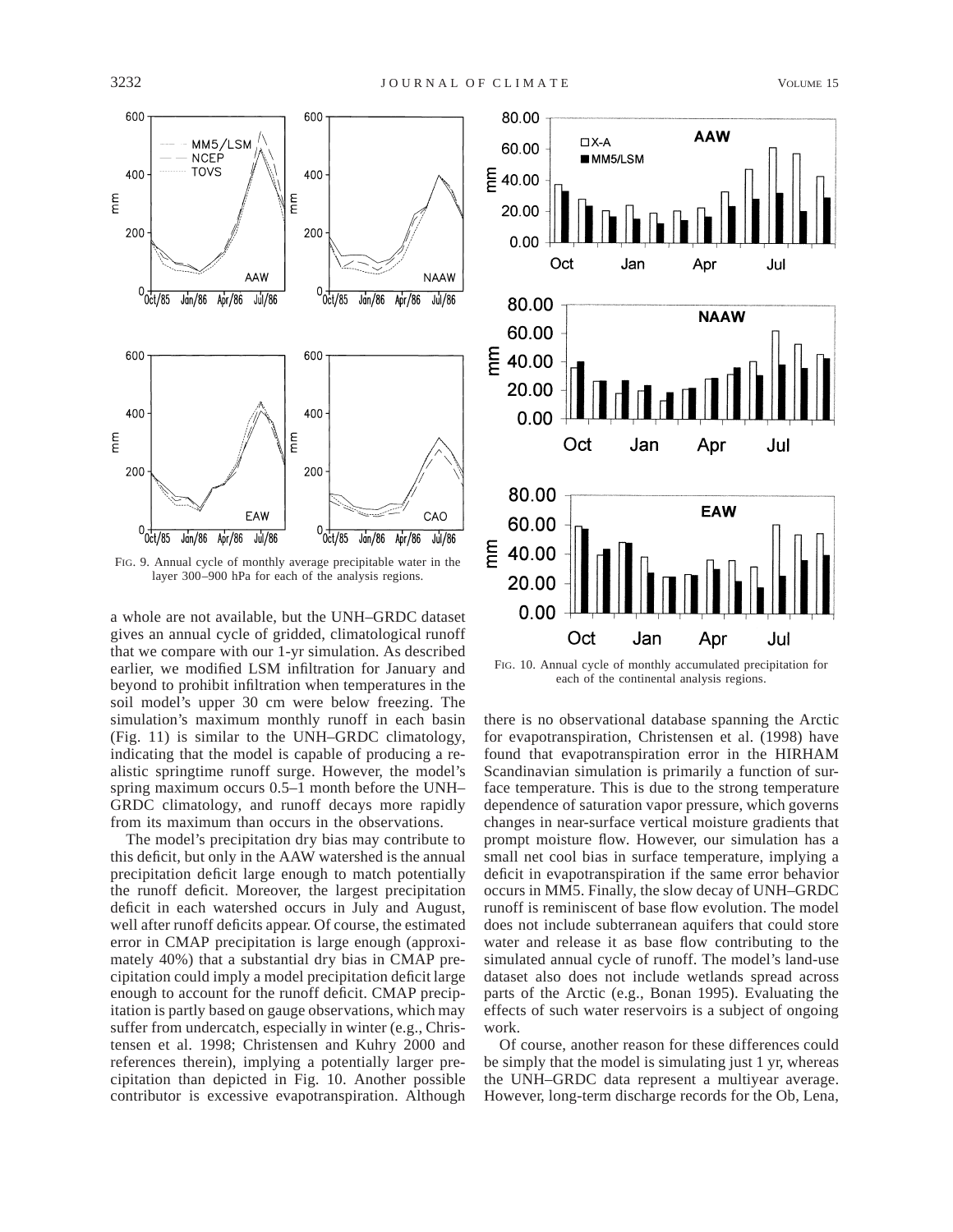FIG. 9. Annual cycle of monthly average precipitable water in the layer 300–900 hPa for each of the analysis regions.

FIG. 10. Annual cycle of monthly accumulated precipitation for each of the continental analysis regions.

a whole are not available, but the UNH–GRDC dataset gives an annual cycle of gridded, climatological runoff that we compare with our 1-yr simulation. As described earlier, we modified LSM infiltration for January and beyond to prohibit infiltration when temperatures in the soil model's upper 30 cm were below freezing. The simulation's maximum monthly runoff in each basin (Fig. 11) is similar to the UNH–GRDC climatology, indicating that the model is capable of producing a realistic springtime runoff surge. However, the model's spring maximum occurs 0.5–1 month before the UNH–GRDC climatology, and runoff decays more rapidly from its maximum than occurs in the observations.

The model's precipitation dry bias may contribute to this deficit, but only in the AAW watershed is the annual precipitation deficit large enough to match potentially the runoff deficit. Moreover, the largest precipitation deficit in each watershed occurs in July and August, well after runoff deficits appear. Of course, the estimated error in CMAP precipitation is large enough (approximately 40%) that a substantial dry bias in CMAP precipitation could imply a model precipitation deficit large enough to account for the runoff deficit. CMAP precipitation is partly based on gauge observations, which may suffer from undercatch, especially in winter (e.g., Christensen et al. 1998; Christensen and Kuhry 2000 and references therein), implying a potentially larger precipitation than depicted in Fig. 10. Another possible contributor is excessive evapotranspiration. Although there is no observational database spanning the Arctic for evapotranspiration, Christensen et al. (1998) have found that evapotranspiration error in the HIRHAM Scandinavian simulation is primarily a function of surface temperature. This is due to the strong temperature dependence of saturation vapor pressure, which governs changes in near-surface vertical moisture gradients that prompt moisture flow. However, our simulation has a small net cool bias in surface temperature, implying a deficit in evapotranspiration if the same error behavior occurs in MM5. Finally, the slow decay of UNH–GRDC runoff is reminiscent of base flow evolution. The model does not include subterranean aquifers that could store water and release it as base flow contributing to the simulated annual cycle of runoff. The model's land-use dataset also does not include wetlands spread across parts of the Arctic (e.g., Bonan 1995). Evaluating the effects of such water reservoirs is a subject of ongoing work.

Of course, another reason for these differences could be simply that the model is simulating just 1 yr, whereas the UNH–GRDC data represent a multiyear average. However, long-term discharge records for the Ob, Lena,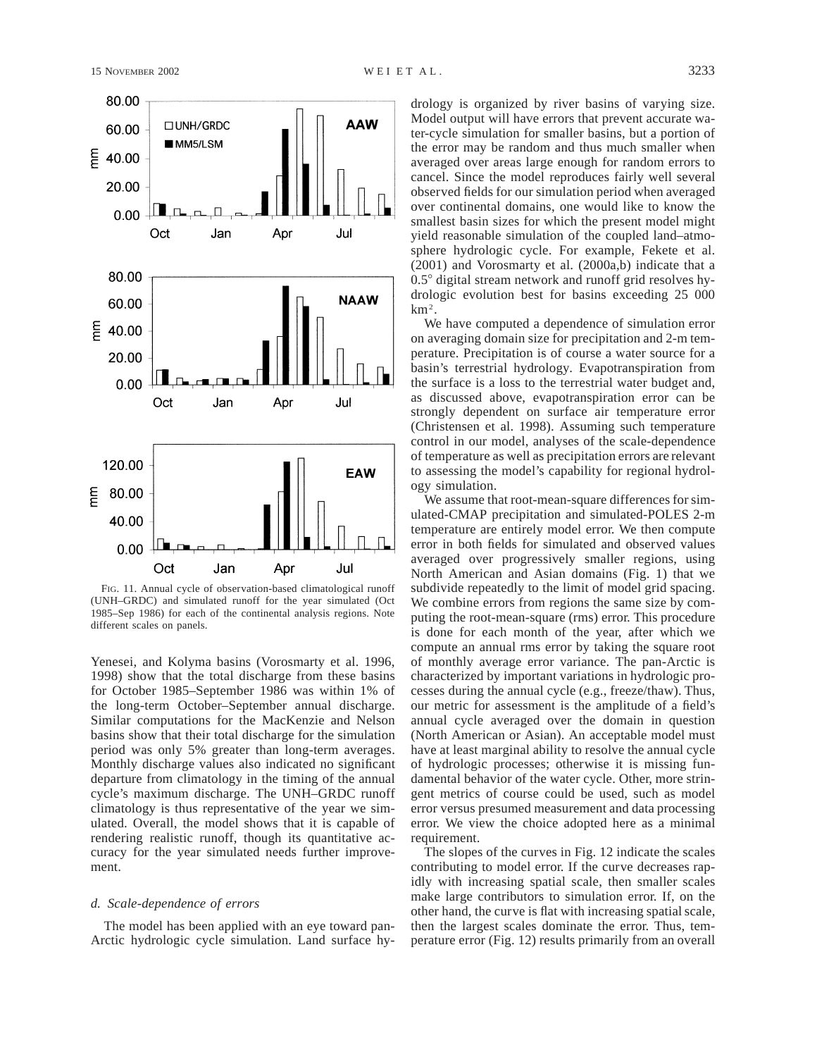FIG. 11. Annual cycle of observation-based climatological runoff (UNH–GRDC) and simulated runoff for the year simulated (Oct 1985–Sep 1986) for each of the continental analysis regions. Note different scales on panels.

Yenesei, and Kolyma basins (Vorosmarty et al. 1996, 1998) show that the total discharge from these basins for October 1985–September 1986 was within 1% of the long-term October–September annual discharge. Similar computations for the MacKenzie and Nelson basins show that their total discharge for the simulation period was only 5% greater than long-term averages. Monthly discharge values also indicated no significant departure from climatology in the timing of the annual cycle's maximum discharge. The UNH–GRDC runoff climatology is thus representative of the year we simulated. Overall, the model shows that it is capable of rendering realistic runoff, though its quantitative accuracy for the year simulated needs further improvement.

### *d. Scale-dependence of errors*

The model has been applied with an eye toward pan-Arctic hydrologic cycle simulation. Land surface hydrology is organized by river basins of varying size. Model output will have errors that prevent accurate water-cycle simulation for smaller basins, but a portion of the error may be random and thus much smaller when averaged over areas large enough for random errors to cancel. Since the model reproduces fairly well several observed fields for our simulation period when averaged over continental domains, one would like to know the smallest basin sizes for which the present model might yield reasonable simulation of the coupled land–atmosphere hydrologic cycle. For example, Fekete et al. (2001) and Vorosmarty et al. (2000a,b) indicate that a 0.5° digital stream network and runoff grid resolves hydrologic evolution best for basins exceeding 25 000 $km^2$.

We have computed a dependence of simulation error on averaging domain size for precipitation and 2-m temperature. Precipitation is of course a water source for a basin's terrestrial hydrology. Evapotranspiration from the surface is a loss to the terrestrial water budget and, as discussed above, evapotranspiration error can be strongly dependent on surface air temperature error (Christensen et al. 1998). Assuming such temperature control in our model, analyses of the scale-dependence of temperature as well as precipitation errors are relevant to assessing the model's capability for regional hydrology simulation.

We assume that root-mean-square differences for simulated-CMAP precipitation and simulated-POLES 2-m temperature are entirely model error. We then compute error in both fields for simulated and observed values averaged over progressively smaller regions, using North American and Asian domains (Fig. 1) that we subdivide repeatedly to the limit of model grid spacing. We combine errors from regions the same size by computing the root-mean-square (rms) error. This procedure is done for each month of the year, after which we compute an annual rms error by taking the square root of monthly average error variance. The pan-Arctic is characterized by important variations in hydrologic processes during the annual cycle (e.g., freeze/thaw). Thus, our metric for assessment is the amplitude of a field's annual cycle averaged over the domain in question (North American or Asian). An acceptable model must have at least marginal ability to resolve the annual cycle of hydrologic processes; otherwise it is missing fundamental behavior of the water cycle. Other, more stringent metrics of course could be used, such as model error versus presumed measurement and data processing error. We view the choice adopted here as a minimal requirement.

The slopes of the curves in Fig. 12 indicate the scales contributing to model error. If the curve decreases rapidly with increasing spatial scale, then smaller scales make large contributors to simulation error. If, on the other hand, the curve is flat with increasing spatial scale, then the largest scales dominate the error. Thus, temperature error (Fig. 12) results primarily from an overall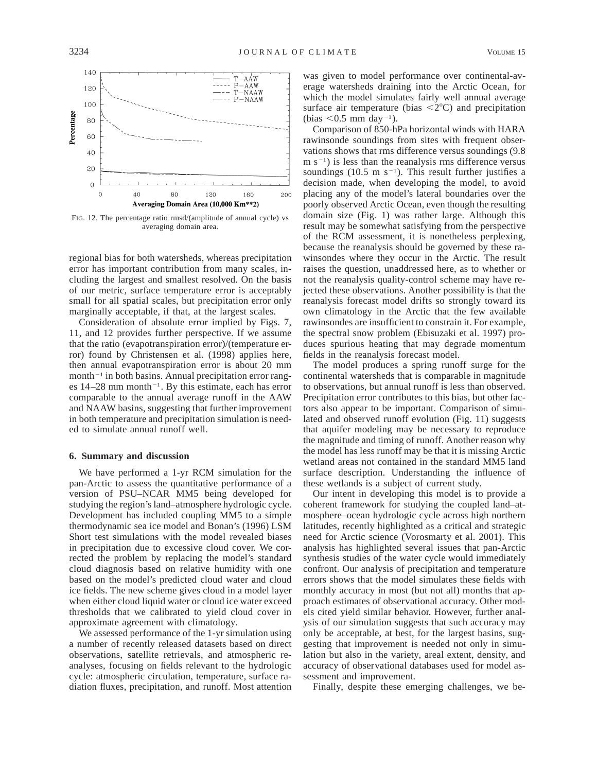FIG. 12. The percentage ratio rmsd/(amplitude of annual cycle) vs averaging domain area.

regional bias for both watersheds, whereas precipitation error has important contribution from many scales, including the largest and smallest resolved. On the basis of our metric, surface temperature error is acceptably small for all spatial scales, but precipitation error only marginally acceptable, if that, at the largest scales.

Consideration of absolute error implied by Figs. 7, 11, and 12 provides further perspective. If we assume that the ratio (evapotranspiration error)/(temperature error) found by Christensen et al. (1998) applies here, then annual evapotranspiration error is about 20 mm month$^{-1}$ in both basins. Annual precipitation error ranges 14–28 mm month$^{-1}$. By this estimate, each has error comparable to the annual average runoff in the AAW and NAAW basins, suggesting that further improvement in both temperature and precipitation simulation is needed to simulate annual runoff well.

## 6. Summary and discussion

We have performed a 1-yr RCM simulation for the pan-Arctic to assess the quantitative performance of a version of PSU–NCAR MM5 being developed for studying the region's land–atmosphere hydrologic cycle. Development has included coupling MM5 to a simple thermodynamic sea ice model and Bonan's (1996) LSM Short test simulations with the model revealed biases in precipitation due to excessive cloud cover. We corrected the problem by replacing the model's standard cloud diagnosis based on relative humidity with one based on the model's predicted cloud water and cloud ice fields. The new scheme gives cloud in a model layer when either cloud liquid water or cloud ice water exceed thresholds that we calibrated to yield cloud cover in approximate agreement with climatology.

We assessed performance of the 1-yr simulation using a number of recently released datasets based on direct observations, satellite retrievals, and atmospheric reanalyses, focusing on fields relevant to the hydrologic cycle: atmospheric circulation, temperature, surface radiation fluxes, precipitation, and runoff. Most attention was given to model performance over continental-average watersheds draining into the Arctic Ocean, for which the model simulates fairly well annual average surface air temperature (bias $<2°C$) and precipitation (bias $<0.5$ mm day$^{-1}$).

Comparison of 850-hPa horizontal winds with HARA rawinsonde soundings from sites with frequent observations shows that rms difference versus soundings (9.8 m s$^{-1}$) is less than the reanalysis rms difference versus soundings (10.5 m s$^{-1}$). This result further justifies a decision made, when developing the model, to avoid placing any of the model's lateral boundaries over the poorly observed Arctic Ocean, even though the resulting domain size (Fig. 1) was rather large. Although this result may be somewhat satisfying from the perspective of the RCM assessment, it is nonetheless perplexing, because the reanalysis should be governed by these rawinsondes where they occur in the Arctic. The result raises the question, unaddressed here, as to whether or not the reanalysis quality-control scheme may have rejected these observations. Another possibility is that the reanalysis forecast model drifts so strongly toward its own climatology in the Arctic that the few available rawinsondes are insufficient to constrain it. For example, the spectral snow problem (Ebisuzaki et al. 1997) produces spurious heating that may degrade momentum fields in the reanalysis forecast model.

The model produces a spring runoff surge for the continental watersheds that is comparable in magnitude to observations, but annual runoff is less than observed. Precipitation error contributes to this bias, but other factors also appear to be important. Comparison of simulated and observed runoff evolution (Fig. 11) suggests that aquifer modeling may be necessary to reproduce the magnitude and timing of runoff. Another reason why the model has less runoff may be that it is missing Arctic wetland areas not contained in the standard MM5 land surface description. Understanding the influence of these wetlands is a subject of current study.

Our intent in developing this model is to provide a coherent framework for studying the coupled land–atmosphere–ocean hydrologic cycle across high northern latitudes, recently highlighted as a critical and strategic need for Arctic science (Vorosmarty et al. 2001). This analysis has highlighted several issues that pan-Arctic synthesis studies of the water cycle would immediately confront. Our analysis of precipitation and temperature errors shows that the model simulates these fields with monthly accuracy in most (but not all) months that approach estimates of observational accuracy. Other models cited yield similar behavior. However, further analysis of our simulation suggests that such accuracy may only be acceptable, at best, for the largest basins, suggesting that improvement is needed not only in simulation but also in the variety, areal extent, density, and accuracy of observational databases used for model assessment and improvement.

Finally, despite these emerging challenges, we be-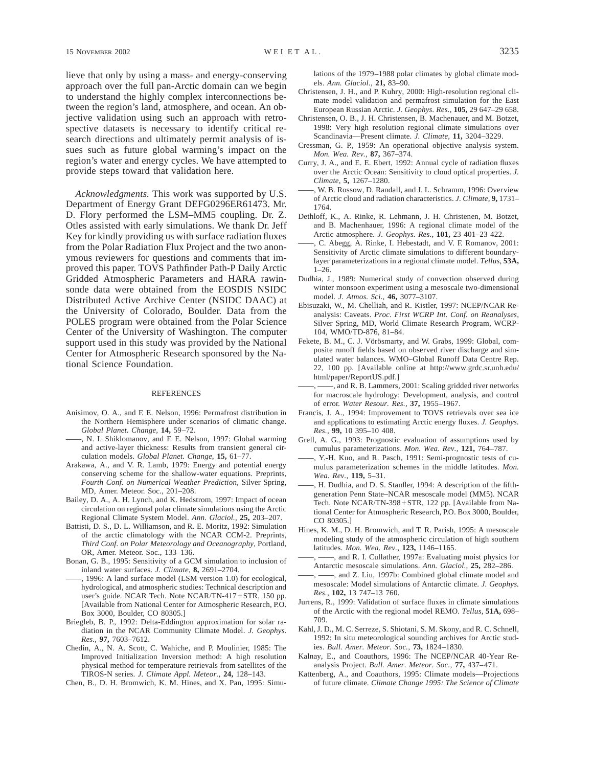lieve that only by using a mass- and energy-conserving approach over the full pan-Arctic domain can we begin to understand the highly complex interconnections between the region's land, atmosphere, and ocean. An objective validation using such an approach with retrospective datasets is necessary to identify critical research directions and ultimately permit analysis of issues such as future global warming's impact on the region's water and energy cycles. We have attempted to provide steps toward that validation here.

*Acknowledgments.* This work was supported by U.S. Department of Energy Grant DEFG0296ER61473. Mr. D. Flory performed the LSM–MM5 coupling. Dr. Z. Otles assisted with early simulations. We thank Dr. Jeff Key for kindly providing us with surface radiation fluxes from the Polar Radiation Flux Project and the two anonymous reviewers for questions and comments that improved this paper. TOVS Pathfinder Path-P Daily Arctic Gridded Atmospheric Parameters and HARA rawinsonde data were obtained from the EOSDIS NSIDC Distributed Active Archive Center (NSIDC DAAC) at the University of Colorado, Boulder. Data from the POLES program were obtained from the Polar Science Center of the University of Washington. The computer support used in this study was provided by the National Center for Atmospheric Research sponsored by the National Science Foundation.

## REFERENCES

Anisimov, O. A., and F. E. Nelson, 1996: Permafrost distribution in the Northern Hemisphere under scenarios of climatic change. *Global Planet. Change,* **14,** 59–72.

——, N. I. Shiklomanov, and F. E. Nelson, 1997: Global warming and active-layer thickness: Results from transient general circulation models. *Global Planet. Change,* **15,** 61–77.

Arakawa, A., and V. R. Lamb, 1979: Energy and potential energy conserving scheme for the shallow-water equations. Preprints, *Fourth Conf. on Numerical Weather Prediction,* Silver Spring, MD, Amer. Meteor. Soc., 201–208.

Bailey, D. A., A. H. Lynch, and K. Hedstrom, 1997: Impact of ocean circulation on regional polar climate simulations using the Arctic Regional Climate System Model. *Ann. Glaciol.,* **25,** 203–207.

Battisti, D. S., D. L. Williamson, and R. E. Moritz, 1992: Simulation of the arctic climatology with the NCAR CCM-2. Preprints, *Third Conf. on Polar Meteorology and Oceanography,* Portland, OR, Amer. Meteor. Soc., 133–136.

Bonan, G. B., 1995: Sensitivity of a GCM simulation to inclusion of inland water surfaces. *J. Climate,* **8,** 2691–2704.

——, 1996: A land surface model (LSM version 1.0) for ecological, hydrological, and atmospheric studies: Technical description and user's guide. NCAR Tech. Note NCAR/TN-417+STR, 150 pp. [Available from National Center for Atmospheric Research, P.O. Box 3000, Boulder, CO 80305.]

Briegleb, B. P., 1992: Delta-Eddington approximation for solar radiation in the NCAR Community Climate Model. *J. Geophys. Res.,* **97,** 7603–7612.

Chedin, A., N. A. Scott, C. Wahiche, and P. Moulinier, 1985: The Improved Initialization Inversion method: A high resolution physical method for temperature retrievals from satellites of the TIROS-N series. *J. Climate Appl. Meteor.,* **24,** 128–143.

Chen, B., D. H. Bromwich, K. M. Hines, and X. Pan, 1995: Simulations of the 1979–1988 polar climates by global climate models. *Ann. Glaciol.,* **21,** 83–90.

Christensen, J. H., and P. Kuhry, 2000: High-resolution regional climate model validation and permafrost simulation for the East European Russian Arctic. *J. Geophys. Res.,* **105,** 29 647–29 658.

Christensen, O. B., J. H. Christensen, B. Machenauer, and M. Botzet, 1998: Very high resolution regional climate simulations over Scandinavia—Present climate. *J. Climate,* **11,** 3204–3229.

Cressman, G. P., 1959: An operational objective analysis system. *Mon. Wea. Rev.,* **87,** 367–374.

Curry, J. A., and E. E. Ebert, 1992: Annual cycle of radiation fluxes over the Arctic Ocean: Sensitivity to cloud optical properties. *J. Climate,* **5,** 1267–1280.

——, W. B. Rossow, D. Randall, and J. L. Schramm, 1996: Overview of Arctic cloud and radiation characteristics. *J. Climate,* **9,** 1731–1764.

Dethloff, K., A. Rinke, R. Lehmann, J. H. Christenen, M. Botzet, and B. Machenhauer, 1996: A regional climate model of the Arctic atmosphere. *J. Geophys. Res.,* **101,** 23 401–23 422.

——, C. Abegg, A. Rinke, I. Hebestadt, and V. F. Romanov, 2001: Sensitivity of Arctic climate simulations to different boundary-layer parameterizations in a regional climate model. *Tellus,* **53A,** 1–26.

Dudhia, J., 1989: Numerical study of convection observed during winter monsoon experiment using a mesoscale two-dimensional model. *J. Atmos. Sci.,* **46,** 3077–3107.

Ebisuzaki, W., M. Chelliah, and R. Kistler, 1997: NCEP/NCAR Reanalysis: Caveats. *Proc. First WCRP Int. Conf. on Reanalyses,* Silver Spring, MD, World Climate Research Program, WCRP-104, WMO/TD-876, 81–84.

Fekete, B. M., C. J. Vörösmarty, and W. Grabs, 1999: Global, composite runoff fields based on observed river discharge and simulated water balances. WMO–Global Runoff Data Centre Rep. 22, 100 pp. [Available online at http://www.grdc.sr.unh.edu/html/paper/ReportUS.pdf.]

——, ——, and R. B. Lammers, 2001: Scaling gridded river networks for macroscale hydrology: Development, analysis, and control of error. *Water Resour. Res.,* **37,** 1955–1967.

Francis, J. A., 1994: Improvement to TOVS retrievals over sea ice and applications to estimating Arctic energy fluxes. *J. Geophys. Res.,* **99,** 10 395–10 408.

Grell, A. G., 1993: Prognostic evaluation of assumptions used by cumulus parameterizations. *Mon. Wea. Rev.,* **121,** 764–787.

——, Y.-H. Kuo, and R. Pasch, 1991: Semi-prognostic tests of cumulus parameterization schemes in the middle latitudes. *Mon. Wea. Rev.,* **119,** 5–31.

——, H. Dudhia, and D. S. Stanfler, 1994: A description of the fifth-generation Penn State–NCAR mesoscale model (MM5). NCAR Tech. Note NCAR/TN-398+STR, 122 pp. [Available from National Center for Atmospheric Research, P.O. Box 3000, Boulder, CO 80305.]

Hines, K. M., D. H. Bromwich, and T. R. Parish, 1995: A mesoscale modeling study of the atmospheric circulation of high southern latitudes. *Mon. Wea. Rev.,* **123,** 1146–1165.

——, ——, and R. I. Cullather, 1997a: Evaluating moist physics for Antarctic mesoscale simulations. *Ann. Glaciol.,* **25,** 282–286.

——, ——, and Z. Liu, 1997b: Combined global climate model and mesoscale: Model simulations of Antarctic climate. *J. Geophys. Res.,* **102,** 13 747–13 760.

Jurrens, R., 1999: Validation of surface fluxes in climate simulations of the Arctic with the regional model REMO. *Tellus,* **51A,** 698–709.

Kahl, J. D., M. C. Serreze, S. Shiotani, S. M. Skony, and R. C. Schnell, 1992: In situ meteorological sounding archives for Arctic studies. *Bull. Amer. Meteor. Soc.,* **73,** 1824–1830.

Kalnay, E., and Coauthors, 1996: The NCEP/NCAR 40-Year Reanalysis Project. *Bull. Amer. Meteor. Soc.,* **77,** 437–471.

Kattenberg, A., and Coauthors, 1995: Climate models—Projections of future climate. *Climate Change 1995: The Science of Climate*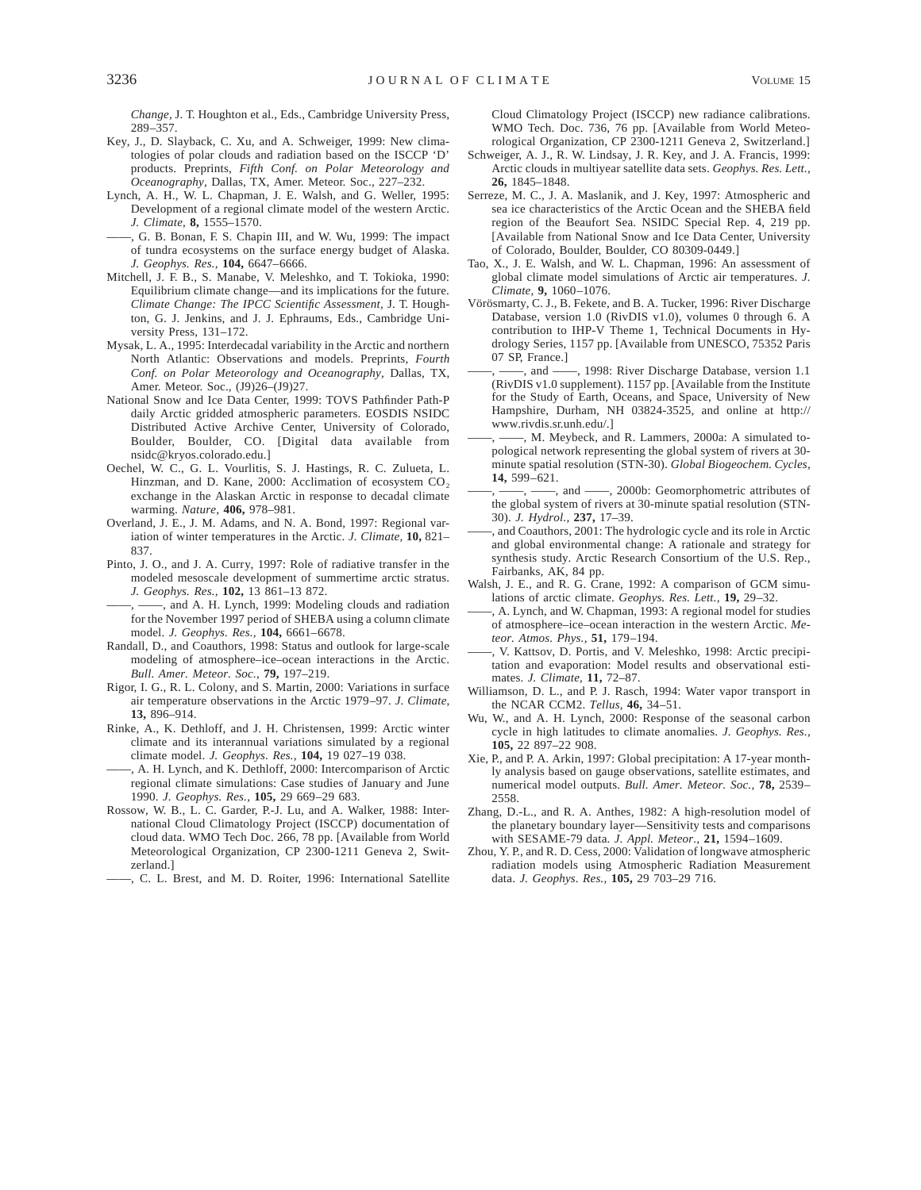*Change,* J. T. Houghton et al., Eds., Cambridge University Press, 289–357.

Key, J., D. Slayback, C. Xu, and A. Schweiger, 1999: New climatologies of polar clouds and radiation based on the ISCCP 'D' products. Preprints, *Fifth Conf. on Polar Meteorology and Oceanography,* Dallas, TX, Amer. Meteor. Soc., 227–232.

Lynch, A. H., W. L. Chapman, J. E. Walsh, and G. Weller, 1995: Development of a regional climate model of the western Arctic. *J. Climate,* **8,** 1555–1570.

——, G. B. Bonan, F. S. Chapin III, and W. Wu, 1999: The impact of tundra ecosystems on the surface energy budget of Alaska. *J. Geophys. Res.,* **104,** 6647–6666.

Mitchell, J. F. B., S. Manabe, V. Meleshko, and T. Tokioka, 1990: Equilibrium climate change—and its implications for the future. *Climate Change: The IPCC Scientific Assessment,* J. T. Houghton, G. J. Jenkins, and J. J. Ephraums, Eds., Cambridge University Press, 131–172.

Mysak, L. A., 1995: Interdecadal variability in the Arctic and northern North Atlantic: Observations and models. Preprints, *Fourth Conf. on Polar Meteorology and Oceanography,* Dallas, TX, Amer. Meteor. Soc., (J9)26–(J9)27.

National Snow and Ice Data Center, 1999: TOVS Pathfinder Path-P daily Arctic gridded atmospheric parameters. EOSDIS NSIDC Distributed Active Archive Center, University of Colorado, Boulder, Boulder, CO. [Digital data available from nsidc@kryos.colorado.edu.]

Oechel, W. C., G. L. Vourlitis, S. J. Hastings, R. C. Zulueta, L. Hinzman, and D. Kane, 2000: Acclimation of ecosystem $CO_2$ exchange in the Alaskan Arctic in response to decadal climate warming. *Nature,* **406,** 978–981.

Overland, J. E., J. M. Adams, and N. A. Bond, 1997: Regional variation of winter temperatures in the Arctic. *J. Climate,* **10,** 821–837.

Pinto, J. O., and J. A. Curry, 1997: Role of radiative transfer in the modeled mesoscale development of summertime arctic stratus. *J. Geophys. Res.,* **102,** 13 861–13 872.

——, ——, and A. H. Lynch, 1999: Modeling clouds and radiation for the November 1997 period of SHEBA using a column climate model. *J. Geophys. Res.,* **104,** 6661–6678.

Randall, D., and Coauthors, 1998: Status and outlook for large-scale modeling of atmosphere–ice–ocean interactions in the Arctic. *Bull. Amer. Meteor. Soc.,* **79,** 197–219.

Rigor, I. G., R. L. Colony, and S. Martin, 2000: Variations in surface air temperature observations in the Arctic 1979–97. *J. Climate,* **13,** 896–914.

Rinke, A., K. Dethloff, and J. H. Christensen, 1999: Arctic winter climate and its interannual variations simulated by a regional climate model. *J. Geophys. Res.,* **104,** 19 027–19 038.

——, A. H. Lynch, and K. Dethloff, 2000: Intercomparison of Arctic regional climate simulations: Case studies of January and June 1990. *J. Geophys. Res.,* **105,** 29 669–29 683.

Rossow, W. B., L. C. Garder, P.-J. Lu, and A. Walker, 1988: International Cloud Climatology Project (ISCCP) documentation of cloud data. WMO Tech Doc. 266, 78 pp. [Available from World Meteorological Organization, CP 2300-1211 Geneva 2, Switzerland.]

——, C. L. Brest, and M. D. Roiter, 1996: International Satellite Cloud Climatology Project (ISCCP) new radiance calibrations. WMO Tech. Doc. 736, 76 pp. [Available from World Meteorological Organization, CP 2300-1211 Geneva 2, Switzerland.]

Schweiger, A. J., R. W. Lindsay, J. R. Key, and J. A. Francis, 1999: Arctic clouds in multiyear satellite data sets. *Geophys. Res. Lett.,* **26,** 1845–1848.

Serreze, M. C., J. A. Maslanik, and J. Key, 1997: Atmospheric and sea ice characteristics of the Arctic Ocean and the SHEBA field region of the Beaufort Sea. NSIDC Special Rep. 4, 219 pp. [Available from National Snow and Ice Data Center, University of Colorado, Boulder, Boulder, CO 80309-0449.]

Tao, X., J. E. Walsh, and W. L. Chapman, 1996: An assessment of global climate model simulations of Arctic air temperatures. *J. Climate,* **9,** 1060–1076.

Vörösmarty, C. J., B. Fekete, and B. A. Tucker, 1996: River Discharge Database, version 1.0 (RivDIS v1.0), volumes 0 through 6. A contribution to IHP-V Theme 1, Technical Documents in Hydrology Series, 1157 pp. [Available from UNESCO, 75352 Paris 07 SP, France.]

——, ——, and ——, 1998: River Discharge Database, version 1.1 (RivDIS v1.0 supplement). 1157 pp. [Available from the Institute for the Study of Earth, Oceans, and Space, University of New Hampshire, Durham, NH 03824-3525, and online at http://www.rivdis.sr.unh.edu/.]

——, ——, M. Meybeck, and R. Lammers, 2000a: A simulated topological network representing the global system of rivers at 30-minute spatial resolution (STN-30). *Global Biogeochem. Cycles,* **14,** 599–621.

——, ——, ——, and ——, 2000b: Geomorphometric attributes of the global system of rivers at 30-minute spatial resolution (STN-30). *J. Hydrol.,* **237,** 17–39.

——, and Coauthors, 2001: The hydrologic cycle and its role in Arctic and global environmental change: A rationale and strategy for synthesis study. Arctic Research Consortium of the U.S. Rep., Fairbanks, AK, 84 pp.

Walsh, J. E., and R. G. Crane, 1992: A comparison of GCM simulations of arctic climate. *Geophys. Res. Lett.,* **19,** 29–32.

——, A. Lynch, and W. Chapman, 1993: A regional model for studies of atmosphere–ice–ocean interaction in the western Arctic. *Meteor. Atmos. Phys.,* **51,** 179–194.

——, V. Kattsov, D. Portis, and V. Meleshko, 1998: Arctic precipitation and evaporation: Model results and observational estimates. *J. Climate,* **11,** 72–87.

Williamson, D. L., and P. J. Rasch, 1994: Water vapor transport in the NCAR CCM2. *Tellus,* **46,** 34–51.

Wu, W., and A. H. Lynch, 2000: Response of the seasonal carbon cycle in high latitudes to climate anomalies. *J. Geophys. Res.,* **105,** 22 897–22 908.

Xie, P., and P. A. Arkin, 1997: Global precipitation: A 17-year monthly analysis based on gauge observations, satellite estimates, and numerical model outputs. *Bull. Amer. Meteor. Soc.,* **78,** 2539–2558.

Zhang, D.-L., and R. A. Anthes, 1982: A high-resolution model of the planetary boundary layer—Sensitivity tests and comparisons with SESAME-79 data. *J. Appl. Meteor.,* **21,** 1594–1609.

Zhou, Y. P., and R. D. Cess, 2000: Validation of longwave atmospheric radiation models using Atmospheric Radiation Measurement data. *J. Geophys. Res.,* **105,** 29 703–29 716.